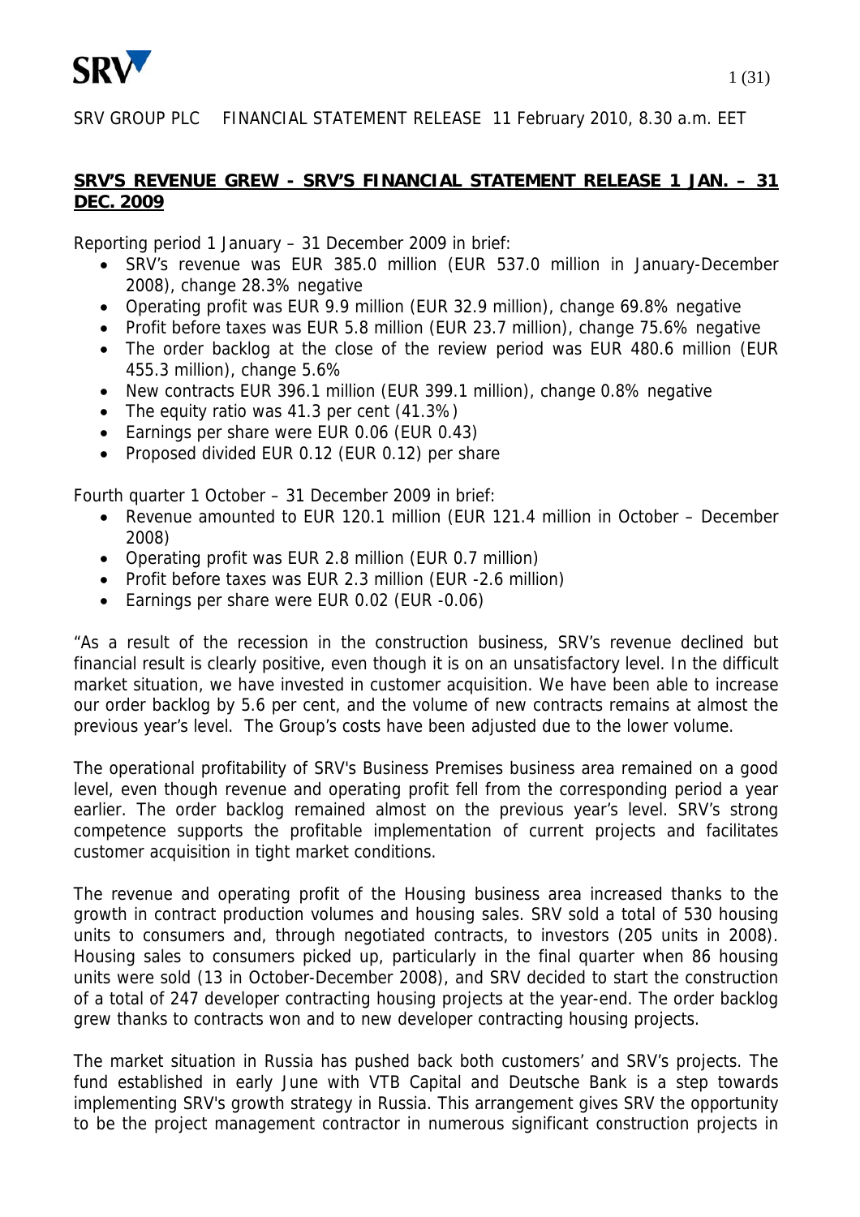SRV GROUP PLC FINANCIAL STATEMENT RELEASE 11 February 2010, 8.30 a.m. EET

# SRV'S REVENUE GREW - SRV'S FINANCIAL STATEMENT RELEASE 1 JAN. – 31 DEC. 2009

Reporting period 1 January – 31 December 2009 in brief:

- SRV's revenue was EUR 385.0 million (EUR 537.0 million in January-December 2008), change 28.3% negative
- Operating profit was EUR 9.9 million (EUR 32.9 million), change 69.8% negative
- Profit before taxes was EUR 5.8 million (EUR 23.7 million), change 75.6% negative
- The order backlog at the close of the review period was EUR 480.6 million (EUR 455.3 million), change 5.6%
- New contracts EUR 396.1 million (EUR 399.1 million), change 0.8% negative
- The equity ratio was 41.3 per cent (41.3%)
- Earnings per share were EUR 0.06 (EUR 0.43)
- Proposed divided EUR 0.12 (EUR 0.12) per share

Fourth quarter 1 October – 31 December 2009 in brief:

- Revenue amounted to EUR 120.1 million (EUR 121.4 million in October – December 2008)
- Operating profit was EUR 2.8 million (EUR 0.7 million)
- Profit before taxes was EUR 2.3 million (EUR -2.6 million)
- Earnings per share were EUR 0.02 (EUR -0.06)

"As a result of the recession in the construction business, SRV's revenue declined but financial result is clearly positive, even though it is on an unsatisfactory level. In the difficult market situation, we have invested in customer acquisition. We have been able to increase our order backlog by 5.6 per cent, and the volume of new contracts remains at almost the previous year's level. The Group's costs have been adjusted due to the lower volume.

The operational profitability of SRV's Business Premises business area remained on a good level, even though revenue and operating profit fell from the corresponding period a year earlier. The order backlog remained almost on the previous year's level. SRV's strong competence supports the profitable implementation of current projects and facilitates customer acquisition in tight market conditions.

The revenue and operating profit of the Housing business area increased thanks to the growth in contract production volumes and housing sales. SRV sold a total of 530 housing units to consumers and, through negotiated contracts, to investors (205 units in 2008). Housing sales to consumers picked up, particularly in the final quarter when 86 housing units were sold (13 in October-December 2008), and SRV decided to start the construction of a total of 247 developer contracting housing projects at the year-end. The order backlog grew thanks to contracts won and to new developer contracting housing projects.

The market situation in Russia has pushed back both customers' and SRV's projects. The fund established in early June with VTB Capital and Deutsche Bank is a step towards implementing SRV's growth strategy in Russia. This arrangement gives SRV the opportunity to be the project management contractor in numerous significant construction projects in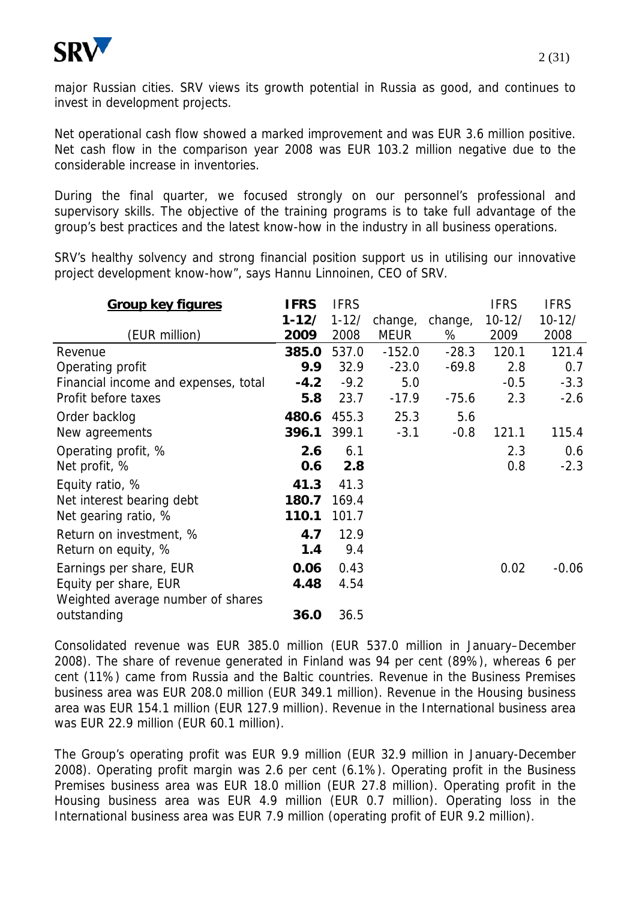major Russian cities. SRV views its growth potential in Russia as good, and continues to invest in development projects.

Net operational cash flow showed a marked improvement and was EUR 3.6 million positive. Net cash flow in the comparison year 2008 was EUR 103.2 million negative due to the considerable increase in inventories.

During the final quarter, we focused strongly on our personnel's professional and supervisory skills. The objective of the training programs is to take full advantage of the group's best practices and the latest know-how in the industry in all business operations.

SRV's healthy solvency and strong financial position support us in utilising our innovative project development know-how", says Hannu Linnoinen, CEO of SRV.

| **Group key figures** (EUR million) | **IFRS 1-12/ 2009** | IFRS 1-12/ 2008 | change, MEUR | change, % | IFRS 10-12/ 2009 | IFRS 10-12/ 2008 |
|---|---|---|---|---|---|---|
| Revenue | **385.0** | 537.0 | -152.0 | -28.3 | 120.1 | 121.4 |
| Operating profit | **9.9** | 32.9 | -23.0 | -69.8 | 2.8 | 0.7 |
| Financial income and expenses, total | **-4.2** | -9.2 | 5.0 | | -0.5 | -3.3 |
| Profit before taxes | **5.8** | 23.7 | -17.9 | -75.6 | 2.3 | -2.6 |
| Order backlog | **480.6** | 455.3 | 25.3 | 5.6 | | |
| New agreements | **396.1** | 399.1 | -3.1 | -0.8 | 121.1 | 115.4 |
| Operating profit, % | **2.6** | 6.1 | | | 2.3 | 0.6 |
| Net profit, % | **0.6** | **2.8** | | | 0.8 | -2.3 |
| Equity ratio, % | **41.3** | 41.3 | | | | |
| Net interest bearing debt | **180.7** | 169.4 | | | | |
| Net gearing ratio, % | **110.1** | 101.7 | | | | |
| Return on investment, % | **4.7** | 12.9 | | | | |
| Return on equity, % | **1.4** | 9.4 | | | | |
| Earnings per share, EUR | **0.06** | 0.43 | | | 0.02 | -0.06 |
| Equity per share, EUR | **4.48** | 4.54 | | | | |
| Weighted average number of shares outstanding | **36.0** | 36.5 | | | | |

Consolidated revenue was EUR 385.0 million (EUR 537.0 million in January–December 2008). The share of revenue generated in Finland was 94 per cent (89%), whereas 6 per cent (11%) came from Russia and the Baltic countries. Revenue in the Business Premises business area was EUR 208.0 million (EUR 349.1 million). Revenue in the Housing business area was EUR 154.1 million (EUR 127.9 million). Revenue in the International business area was EUR 22.9 million (EUR 60.1 million).

The Group's operating profit was EUR 9.9 million (EUR 32.9 million in January-December 2008). Operating profit margin was 2.6 per cent (6.1%). Operating profit in the Business Premises business area was EUR 18.0 million (EUR 27.8 million). Operating profit in the Housing business area was EUR 4.9 million (EUR 0.7 million). Operating loss in the International business area was EUR 7.9 million (operating profit of EUR 9.2 million).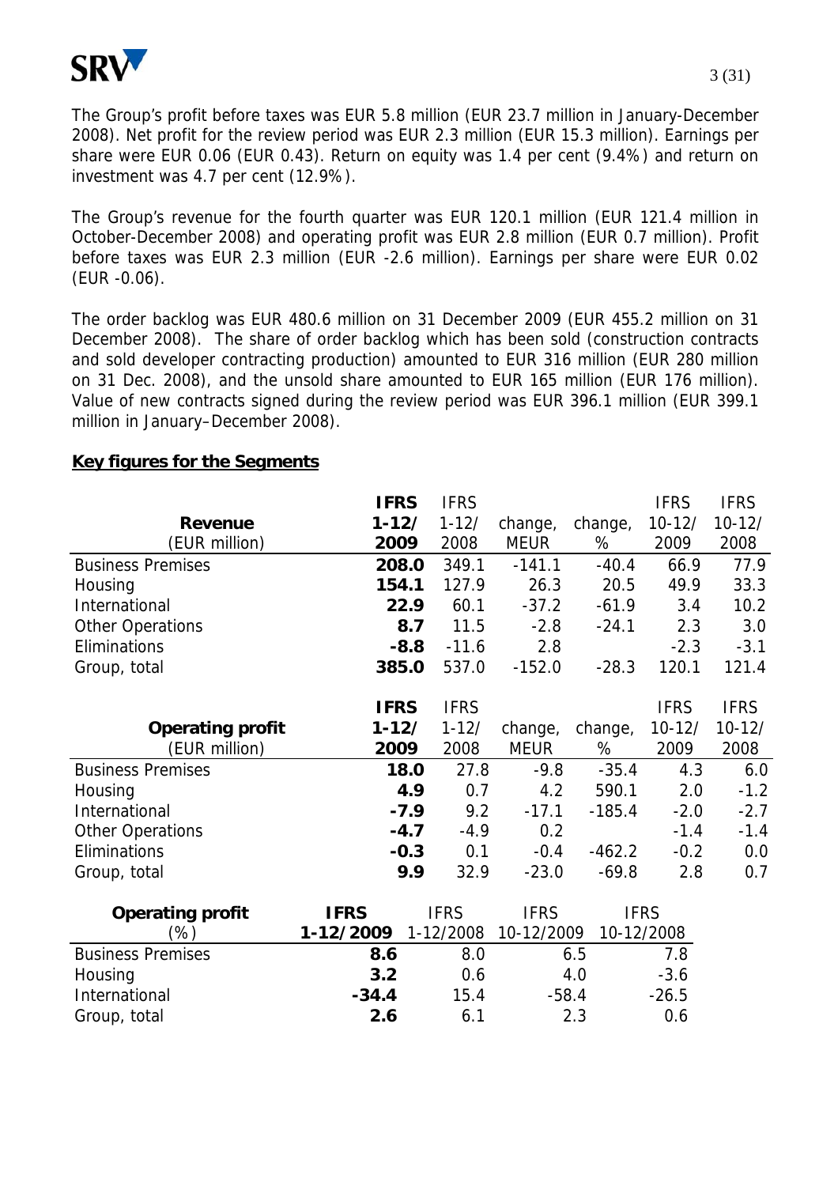The Group's profit before taxes was EUR 5.8 million (EUR 23.7 million in January-December 2008). Net profit for the review period was EUR 2.3 million (EUR 15.3 million). Earnings per share were EUR 0.06 (EUR 0.43). Return on equity was 1.4 per cent (9.4%) and return on investment was 4.7 per cent (12.9%).

The Group's revenue for the fourth quarter was EUR 120.1 million (EUR 121.4 million in October-December 2008) and operating profit was EUR 2.8 million (EUR 0.7 million). Profit before taxes was EUR 2.3 million (EUR -2.6 million). Earnings per share were EUR 0.02 (EUR -0.06).

The order backlog was EUR 480.6 million on 31 December 2009 (EUR 455.2 million on 31 December 2008). The share of order backlog which has been sold (construction contracts and sold developer contracting production) amounted to EUR 316 million (EUR 280 million on 31 Dec. 2008), and the unsold share amounted to EUR 165 million (EUR 176 million). Value of new contracts signed during the review period was EUR 396.1 million (EUR 399.1 million in January–December 2008).

## Key figures for the Segments

| **Revenue** (EUR million) | **IFRS 1-12/ 2009** | IFRS 1-12/ 2008 | change, MEUR | change, % | IFRS 10-12/ 2009 | IFRS 10-12/ 2008 |
|---|---|---|---|---|---|---|
| Business Premises | **208.0** | 349.1 | -141.1 | -40.4 | 66.9 | 77.9 |
| Housing | **154.1** | 127.9 | 26.3 | 20.5 | 49.9 | 33.3 |
| International | **22.9** | 60.1 | -37.2 | -61.9 | 3.4 | 10.2 |
| Other Operations | **8.7** | 11.5 | -2.8 | -24.1 | 2.3 | 3.0 |
| Eliminations | **-8.8** | -11.6 | 2.8 | | -2.3 | -3.1 |
| Group, total | **385.0** | 537.0 | -152.0 | -28.3 | 120.1 | 121.4 |

| **Operating profit** (EUR million) | **IFRS 1-12/ 2009** | IFRS 1-12/ 2008 | change, MEUR | change, % | IFRS 10-12/ 2009 | IFRS 10-12/ 2008 |
|---|---|---|---|---|---|---|
| Business Premises | **18.0** | 27.8 | -9.8 | -35.4 | 4.3 | 6.0 |
| Housing | **4.9** | 0.7 | 4.2 | 590.1 | 2.0 | -1.2 |
| International | **-7.9** | 9.2 | -17.1 | -185.4 | -2.0 | -2.7 |
| Other Operations | **-4.7** | -4.9 | 0.2 | | -1.4 | -1.4 |
| Eliminations | **-0.3** | 0.1 | -0.4 | -462.2 | -0.2 | 0.0 |
| Group, total | **9.9** | 32.9 | -23.0 | -69.8 | 2.8 | 0.7 |

| **Operating profit** (%) | **IFRS 1-12/2009** | IFRS 1-12/2008 | IFRS 10-12/2009 | IFRS 10-12/2008 |
|---|---|---|---|---|
| Business Premises | **8.6** | 8.0 | 6.5 | 7.8 |
| Housing | **3.2** | 0.6 | 4.0 | -3.6 |
| International | **-34.4** | 15.4 | -58.4 | -26.5 |
| Group, total | **2.6** | 6.1 | 2.3 | 0.6 |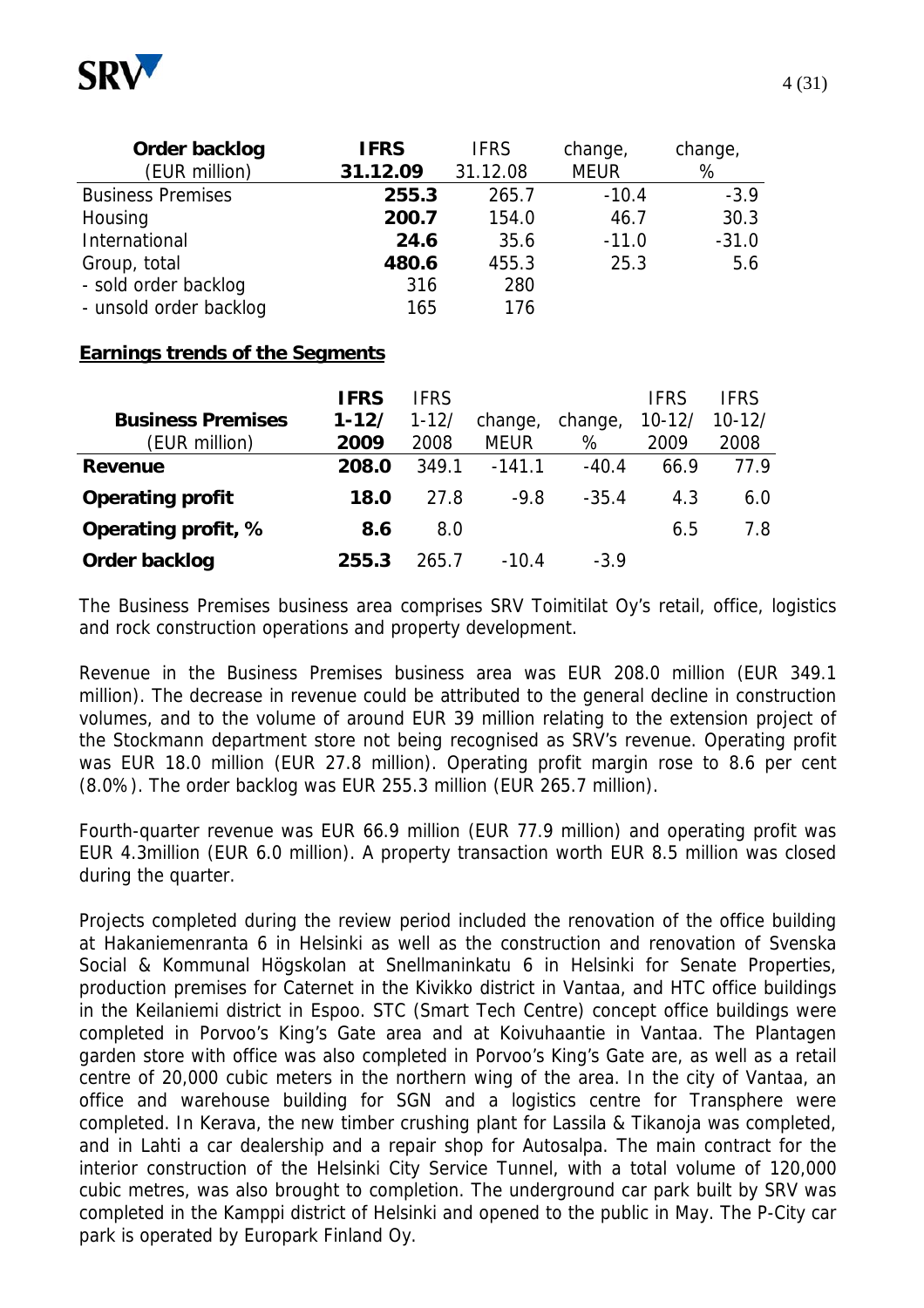| Order backlog (EUR million) | IFRS 31.12.09 | IFRS 31.12.08 | change, MEUR | change, % |
|---|---|---|---|---|
| Business Premises | **255.3** | 265.7 | -10.4 | -3.9 |
| Housing | **200.7** | 154.0 | 46.7 | 30.3 |
| International | **24.6** | 35.6 | -11.0 | -31.0 |
| Group, total | **480.6** | 455.3 | 25.3 | 5.6 |
| - sold order backlog | 316 | 280 | | |
| - unsold order backlog | 165 | 176 | | |

## Earnings trends of the Segments

| Business Premises (EUR million) | IFRS 1-12/ 2009 | IFRS 1-12/ 2008 | change, MEUR | change, % | IFRS 10-12/ 2009 | IFRS 10-12/ 2008 |
|---|---|---|---|---|---|---|
| **Revenue** | **208.0** | 349.1 | -141.1 | -40.4 | 66.9 | 77.9 |
| **Operating profit** | **18.0** | 27.8 | -9.8 | -35.4 | 4.3 | 6.0 |
| **Operating profit, %** | **8.6** | 8.0 | | | 6.5 | 7.8 |
| **Order backlog** | **255.3** | 265.7 | -10.4 | -3.9 | | |

The Business Premises business area comprises SRV Toimitilat Oy's retail, office, logistics and rock construction operations and property development.

Revenue in the Business Premises business area was EUR 208.0 million (EUR 349.1 million). The decrease in revenue could be attributed to the general decline in construction volumes, and to the volume of around EUR 39 million relating to the extension project of the Stockmann department store not being recognised as SRV's revenue. Operating profit was EUR 18.0 million (EUR 27.8 million). Operating profit margin rose to 8.6 per cent (8.0%). The order backlog was EUR 255.3 million (EUR 265.7 million).

Fourth-quarter revenue was EUR 66.9 million (EUR 77.9 million) and operating profit was EUR 4.3million (EUR 6.0 million). A property transaction worth EUR 8.5 million was closed during the quarter.

Projects completed during the review period included the renovation of the office building at Hakaniemenranta 6 in Helsinki as well as the construction and renovation of Svenska Social & Kommunal Högskolan at Snellmaninkatu 6 in Helsinki for Senate Properties, production premises for Caternet in the Kivikko district in Vantaa, and HTC office buildings in the Keilaniemi district in Espoo. STC (Smart Tech Centre) concept office buildings were completed in Porvoo's King's Gate area and at Koivuhaantie in Vantaa. The Plantagen garden store with office was also completed in Porvoo's King's Gate are, as well as a retail centre of 20,000 cubic meters in the northern wing of the area. In the city of Vantaa, an office and warehouse building for SGN and a logistics centre for Transphere were completed. In Kerava, the new timber crushing plant for Lassila & Tikanoja was completed, and in Lahti a car dealership and a repair shop for Autosalpa. The main contract for the interior construction of the Helsinki City Service Tunnel, with a total volume of 120,000 cubic metres, was also brought to completion. The underground car park built by SRV was completed in the Kamppi district of Helsinki and opened to the public in May. The P-City car park is operated by Europark Finland Oy.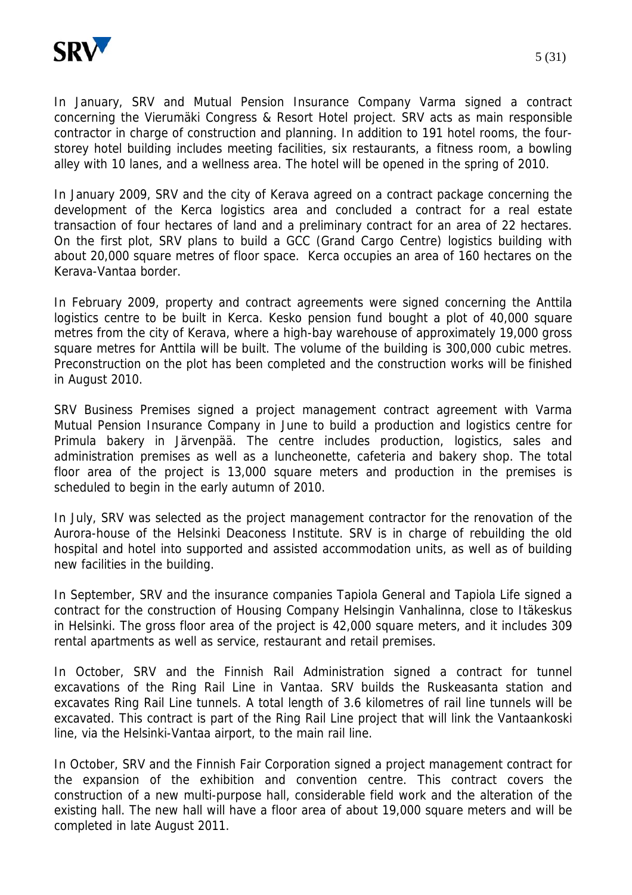In January, SRV and Mutual Pension Insurance Company Varma signed a contract concerning the Vierumäki Congress & Resort Hotel project. SRV acts as main responsible contractor in charge of construction and planning. In addition to 191 hotel rooms, the four-storey hotel building includes meeting facilities, six restaurants, a fitness room, a bowling alley with 10 lanes, and a wellness area. The hotel will be opened in the spring of 2010.

In January 2009, SRV and the city of Kerava agreed on a contract package concerning the development of the Kerca logistics area and concluded a contract for a real estate transaction of four hectares of land and a preliminary contract for an area of 22 hectares. On the first plot, SRV plans to build a GCC (Grand Cargo Centre) logistics building with about 20,000 square metres of floor space. Kerca occupies an area of 160 hectares on the Kerava-Vantaa border.

In February 2009, property and contract agreements were signed concerning the Anttila logistics centre to be built in Kerca. Kesko pension fund bought a plot of 40,000 square metres from the city of Kerava, where a high-bay warehouse of approximately 19,000 gross square metres for Anttila will be built. The volume of the building is 300,000 cubic metres. Preconstruction on the plot has been completed and the construction works will be finished in August 2010.

SRV Business Premises signed a project management contract agreement with Varma Mutual Pension Insurance Company in June to build a production and logistics centre for Primula bakery in Järvenpää. The centre includes production, logistics, sales and administration premises as well as a luncheonette, cafeteria and bakery shop. The total floor area of the project is 13,000 square meters and production in the premises is scheduled to begin in the early autumn of 2010.

In July, SRV was selected as the project management contractor for the renovation of the Aurora-house of the Helsinki Deaconess Institute. SRV is in charge of rebuilding the old hospital and hotel into supported and assisted accommodation units, as well as of building new facilities in the building.

In September, SRV and the insurance companies Tapiola General and Tapiola Life signed a contract for the construction of Housing Company Helsingin Vanhalinna, close to Itäkeskus in Helsinki. The gross floor area of the project is 42,000 square meters, and it includes 309 rental apartments as well as service, restaurant and retail premises.

In October, SRV and the Finnish Rail Administration signed a contract for tunnel excavations of the Ring Rail Line in Vantaa. SRV builds the Ruskeasanta station and excavates Ring Rail Line tunnels. A total length of 3.6 kilometres of rail line tunnels will be excavated. This contract is part of the Ring Rail Line project that will link the Vantaankoski line, via the Helsinki-Vantaa airport, to the main rail line.

In October, SRV and the Finnish Fair Corporation signed a project management contract for the expansion of the exhibition and convention centre. This contract covers the construction of a new multi-purpose hall, considerable field work and the alteration of the existing hall. The new hall will have a floor area of about 19,000 square meters and will be completed in late August 2011.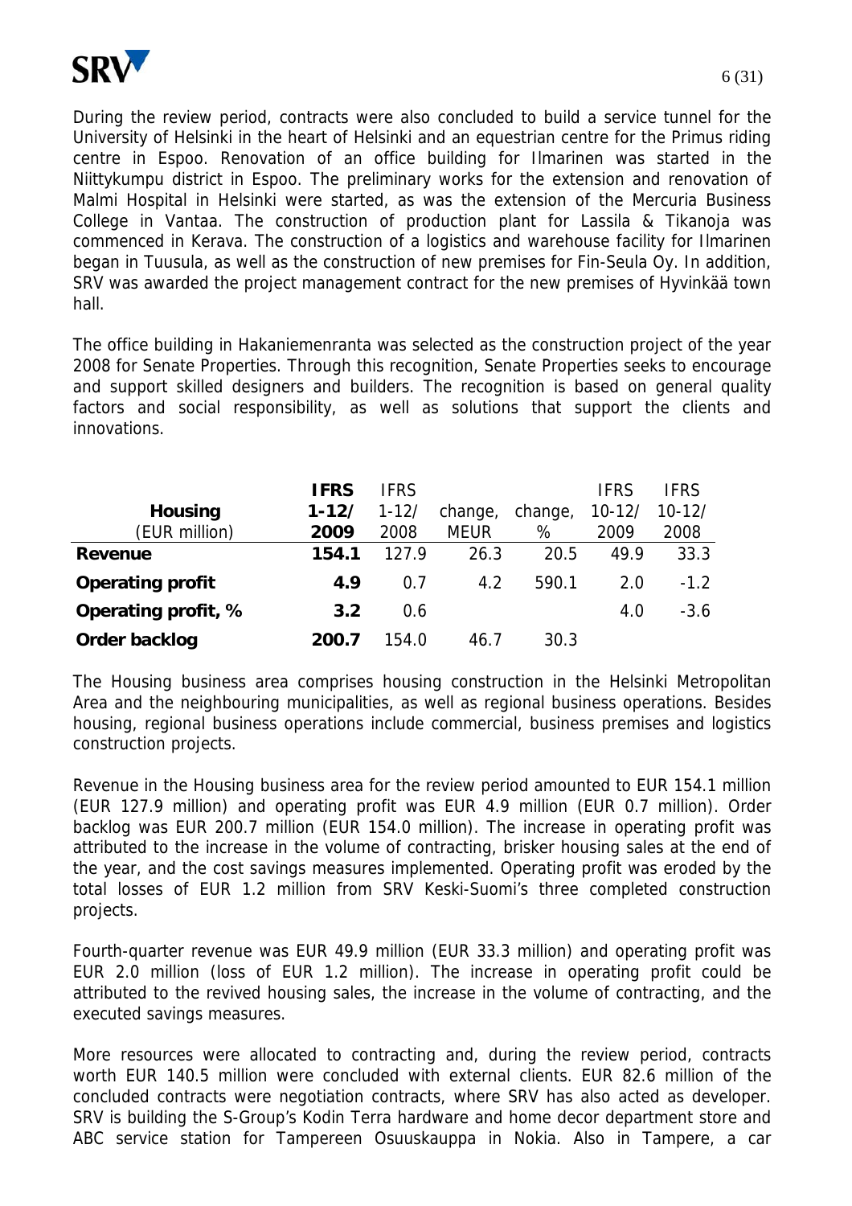During the review period, contracts were also concluded to build a service tunnel for the University of Helsinki in the heart of Helsinki and an equestrian centre for the Primus riding centre in Espoo. Renovation of an office building for Ilmarinen was started in the Niittykumpu district in Espoo. The preliminary works for the extension and renovation of Malmi Hospital in Helsinki were started, as was the extension of the Mercuria Business College in Vantaa. The construction of production plant for Lassila & Tikanoja was commenced in Kerava. The construction of a logistics and warehouse facility for Ilmarinen began in Tuusula, as well as the construction of new premises for Fin-Seula Oy. In addition, SRV was awarded the project management contract for the new premises of Hyvinkää town hall.

The office building in Hakaniemenranta was selected as the construction project of the year 2008 for Senate Properties. Through this recognition, Senate Properties seeks to encourage and support skilled designers and builders. The recognition is based on general quality factors and social responsibility, as well as solutions that support the clients and innovations.

| **Housing** (EUR million) | **IFRS 1-12/ 2009** | IFRS 1-12/ 2008 | change, MEUR | change, % | IFRS 10-12/ 2009 | IFRS 10-12/ 2008 |
|---|---|---|---|---|---|---|
| **Revenue** | **154.1** | 127.9 | 26.3 | 20.5 | 49.9 | 33.3 |
| **Operating profit** | **4.9** | 0.7 | 4.2 | 590.1 | 2.0 | -1.2 |
| **Operating profit, %** | **3.2** | 0.6 | | | 4.0 | -3.6 |
| **Order backlog** | **200.7** | 154.0 | 46.7 | 30.3 | | |

The Housing business area comprises housing construction in the Helsinki Metropolitan Area and the neighbouring municipalities, as well as regional business operations. Besides housing, regional business operations include commercial, business premises and logistics construction projects.

Revenue in the Housing business area for the review period amounted to EUR 154.1 million (EUR 127.9 million) and operating profit was EUR 4.9 million (EUR 0.7 million). Order backlog was EUR 200.7 million (EUR 154.0 million). The increase in operating profit was attributed to the increase in the volume of contracting, brisker housing sales at the end of the year, and the cost savings measures implemented. Operating profit was eroded by the total losses of EUR 1.2 million from SRV Keski-Suomi's three completed construction projects.

Fourth-quarter revenue was EUR 49.9 million (EUR 33.3 million) and operating profit was EUR 2.0 million (loss of EUR 1.2 million). The increase in operating profit could be attributed to the revived housing sales, the increase in the volume of contracting, and the executed savings measures.

More resources were allocated to contracting and, during the review period, contracts worth EUR 140.5 million were concluded with external clients. EUR 82.6 million of the concluded contracts were negotiation contracts, where SRV has also acted as developer. SRV is building the S-Group's Kodin Terra hardware and home decor department store and ABC service station for Tampereen Osuuskauppa in Nokia. Also in Tampere, a car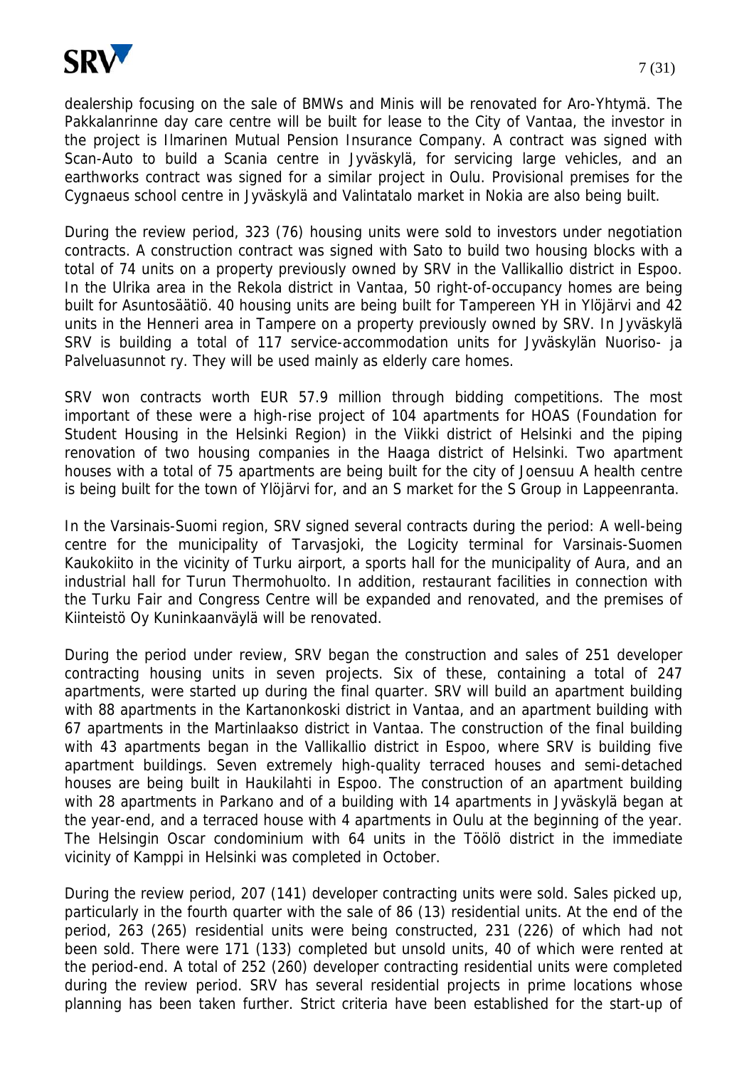dealership focusing on the sale of BMWs and Minis will be renovated for Aro-Yhtymä. The Pakkalanrinne day care centre will be built for lease to the City of Vantaa, the investor in the project is Ilmarinen Mutual Pension Insurance Company. A contract was signed with Scan-Auto to build a Scania centre in Jyväskylä, for servicing large vehicles, and an earthworks contract was signed for a similar project in Oulu. Provisional premises for the Cygnaeus school centre in Jyväskylä and Valintatalo market in Nokia are also being built.

During the review period, 323 (76) housing units were sold to investors under negotiation contracts. A construction contract was signed with Sato to build two housing blocks with a total of 74 units on a property previously owned by SRV in the Vallikallio district in Espoo. In the Ulrika area in the Rekola district in Vantaa, 50 right-of-occupancy homes are being built for Asuntosäätiö. 40 housing units are being built for Tampereen YH in Ylöjärvi and 42 units in the Henneri area in Tampere on a property previously owned by SRV. In Jyväskylä SRV is building a total of 117 service-accommodation units for Jyväskylän Nuoriso- ja Palveluasunnot ry. They will be used mainly as elderly care homes.

SRV won contracts worth EUR 57.9 million through bidding competitions. The most important of these were a high-rise project of 104 apartments for HOAS (Foundation for Student Housing in the Helsinki Region) in the Viikki district of Helsinki and the piping renovation of two housing companies in the Haaga district of Helsinki. Two apartment houses with a total of 75 apartments are being built for the city of Joensuu A health centre is being built for the town of Ylöjärvi for, and an S market for the S Group in Lappeenranta.

In the Varsinais-Suomi region, SRV signed several contracts during the period: A well-being centre for the municipality of Tarvasjoki, the Logicity terminal for Varsinais-Suomen Kaukokiito in the vicinity of Turku airport, a sports hall for the municipality of Aura, and an industrial hall for Turun Thermohuolto. In addition, restaurant facilities in connection with the Turku Fair and Congress Centre will be expanded and renovated, and the premises of Kiinteistö Oy Kuninkaanväylä will be renovated.

During the period under review, SRV began the construction and sales of 251 developer contracting housing units in seven projects. Six of these, containing a total of 247 apartments, were started up during the final quarter. SRV will build an apartment building with 88 apartments in the Kartanonkoski district in Vantaa, and an apartment building with 67 apartments in the Martinlaakso district in Vantaa. The construction of the final building with 43 apartments began in the Vallikallio district in Espoo, where SRV is building five apartment buildings. Seven extremely high-quality terraced houses and semi-detached houses are being built in Haukilahti in Espoo. The construction of an apartment building with 28 apartments in Parkano and of a building with 14 apartments in Jyväskylä began at the year-end, and a terraced house with 4 apartments in Oulu at the beginning of the year. The Helsingin Oscar condominium with 64 units in the Töölö district in the immediate vicinity of Kamppi in Helsinki was completed in October.

During the review period, 207 (141) developer contracting units were sold. Sales picked up, particularly in the fourth quarter with the sale of 86 (13) residential units. At the end of the period, 263 (265) residential units were being constructed, 231 (226) of which had not been sold. There were 171 (133) completed but unsold units, 40 of which were rented at the period-end. A total of 252 (260) developer contracting residential units were completed during the review period. SRV has several residential projects in prime locations whose planning has been taken further. Strict criteria have been established for the start-up of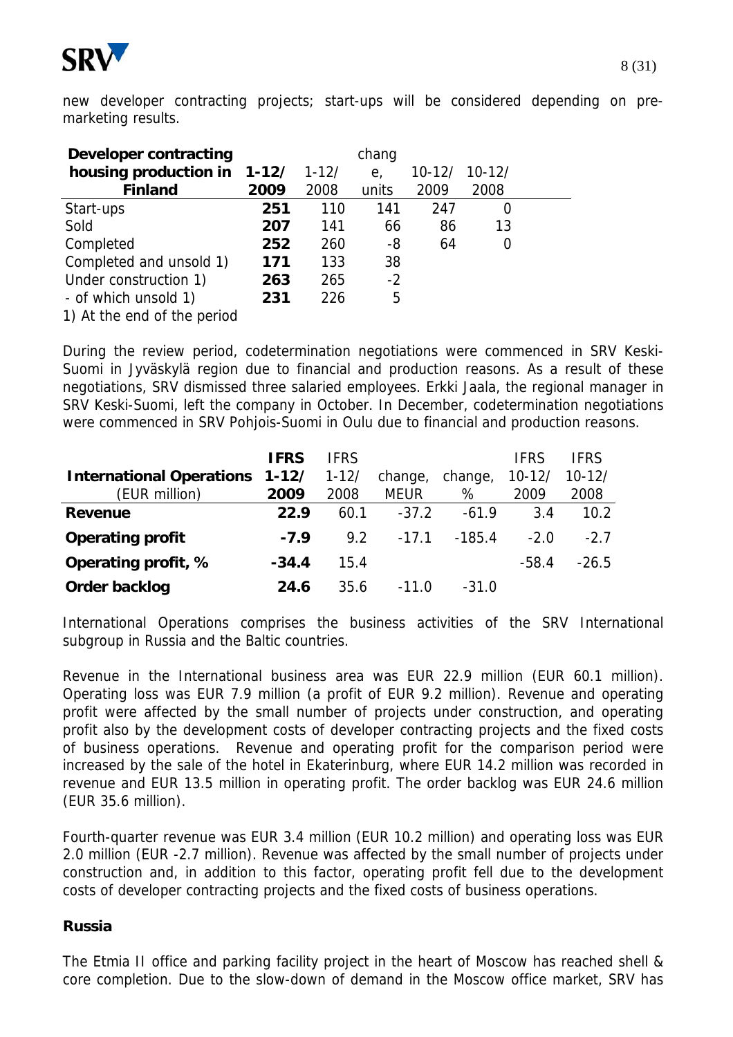new developer contracting projects; start-ups will be considered depending on pre-marketing results.

| Developer contracting housing production in Finland | 1-12/ 2009 | 1-12/ 2008 | change, units | 10-12/ 2009 | 10-12/ 2008 |
|---|---|---|---|---|---|
| Start-ups | **251** | 110 | 141 | 247 | 0 |
| Sold | **207** | 141 | 66 | 86 | 13 |
| Completed | **252** | 260 | -8 | 64 | 0 |
| Completed and unsold 1) | **171** | 133 | 38 | | |
| Under construction 1) | **263** | 265 | -2 | | |
| - of which unsold 1) | **231** | 226 | 5 | | |

1) At the end of the period

During the review period, codetermination negotiations were commenced in SRV Keski-Suomi in Jyväskylä region due to financial and production reasons. As a result of these negotiations, SRV dismissed three salaried employees. Erkki Jaala, the regional manager in SRV Keski-Suomi, left the company in October. In December, codetermination negotiations were commenced in SRV Pohjois-Suomi in Oulu due to financial and production reasons.

| International Operations (EUR million) | IFRS 1-12/ 2009 | IFRS 1-12/ 2008 | change, MEUR | change, % | IFRS 10-12/ 2009 | IFRS 10-12/ 2008 |
|---|---|---|---|---|---|---|
| **Revenue** | **22.9** | 60.1 | -37.2 | -61.9 | 3.4 | 10.2 |
| **Operating profit** | **-7.9** | 9.2 | -17.1 | -185.4 | -2.0 | -2.7 |
| **Operating profit, %** | **-34.4** | 15.4 | | | -58.4 | -26.5 |
| **Order backlog** | **24.6** | 35.6 | -11.0 | -31.0 | | |

International Operations comprises the business activities of the SRV International subgroup in Russia and the Baltic countries.

Revenue in the International business area was EUR 22.9 million (EUR 60.1 million). Operating loss was EUR 7.9 million (a profit of EUR 9.2 million). Revenue and operating profit were affected by the small number of projects under construction, and operating profit also by the development costs of developer contracting projects and the fixed costs of business operations. Revenue and operating profit for the comparison period were increased by the sale of the hotel in Ekaterinburg, where EUR 14.2 million was recorded in revenue and EUR 13.5 million in operating profit. The order backlog was EUR 24.6 million (EUR 35.6 million).

Fourth-quarter revenue was EUR 3.4 million (EUR 10.2 million) and operating loss was EUR 2.0 million (EUR -2.7 million). Revenue was affected by the small number of projects under construction and, in addition to this factor, operating profit fell due to the development costs of developer contracting projects and the fixed costs of business operations.

**Russia**

The Etmia II office and parking facility project in the heart of Moscow has reached shell & core completion. Due to the slow-down of demand in the Moscow office market, SRV has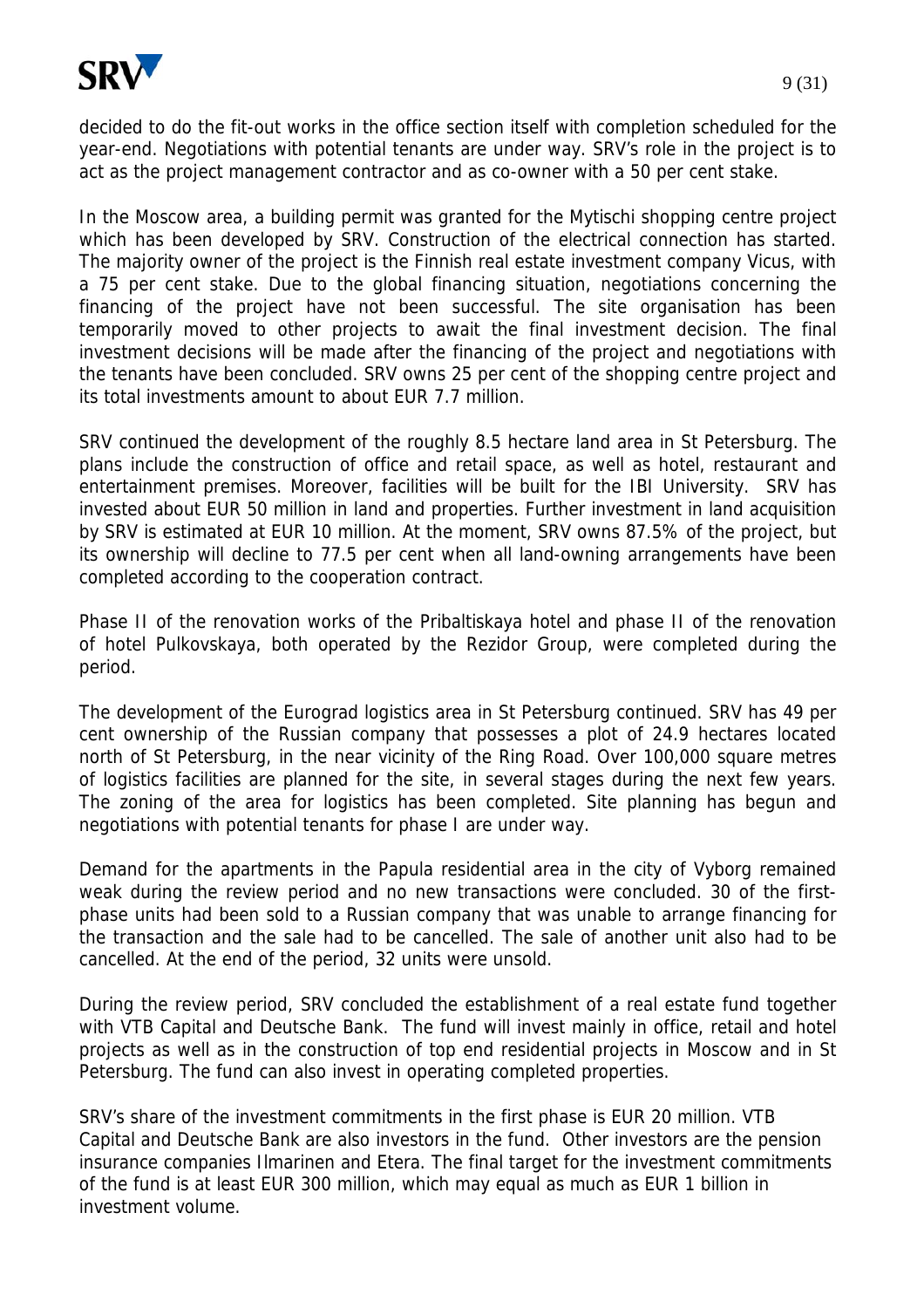decided to do the fit-out works in the office section itself with completion scheduled for the year-end. Negotiations with potential tenants are under way. SRV's role in the project is to act as the project management contractor and as co-owner with a 50 per cent stake.

In the Moscow area, a building permit was granted for the Mytischi shopping centre project which has been developed by SRV. Construction of the electrical connection has started. The majority owner of the project is the Finnish real estate investment company Vicus, with a 75 per cent stake. Due to the global financing situation, negotiations concerning the financing of the project have not been successful. The site organisation has been temporarily moved to other projects to await the final investment decision. The final investment decisions will be made after the financing of the project and negotiations with the tenants have been concluded. SRV owns 25 per cent of the shopping centre project and its total investments amount to about EUR 7.7 million.

SRV continued the development of the roughly 8.5 hectare land area in St Petersburg. The plans include the construction of office and retail space, as well as hotel, restaurant and entertainment premises. Moreover, facilities will be built for the IBI University. SRV has invested about EUR 50 million in land and properties. Further investment in land acquisition by SRV is estimated at EUR 10 million. At the moment, SRV owns 87.5% of the project, but its ownership will decline to 77.5 per cent when all land-owning arrangements have been completed according to the cooperation contract.

Phase II of the renovation works of the Pribaltiskaya hotel and phase II of the renovation of hotel Pulkovskaya, both operated by the Rezidor Group, were completed during the period.

The development of the Eurograd logistics area in St Petersburg continued. SRV has 49 per cent ownership of the Russian company that possesses a plot of 24.9 hectares located north of St Petersburg, in the near vicinity of the Ring Road. Over 100,000 square metres of logistics facilities are planned for the site, in several stages during the next few years. The zoning of the area for logistics has been completed. Site planning has begun and negotiations with potential tenants for phase I are under way.

Demand for the apartments in the Papula residential area in the city of Vyborg remained weak during the review period and no new transactions were concluded. 30 of the first-phase units had been sold to a Russian company that was unable to arrange financing for the transaction and the sale had to be cancelled. The sale of another unit also had to be cancelled. At the end of the period, 32 units were unsold.

During the review period, SRV concluded the establishment of a real estate fund together with VTB Capital and Deutsche Bank. The fund will invest mainly in office, retail and hotel projects as well as in the construction of top end residential projects in Moscow and in St Petersburg. The fund can also invest in operating completed properties.

SRV's share of the investment commitments in the first phase is EUR 20 million. VTB Capital and Deutsche Bank are also investors in the fund. Other investors are the pension insurance companies Ilmarinen and Etera. The final target for the investment commitments of the fund is at least EUR 300 million, which may equal as much as EUR 1 billion in investment volume.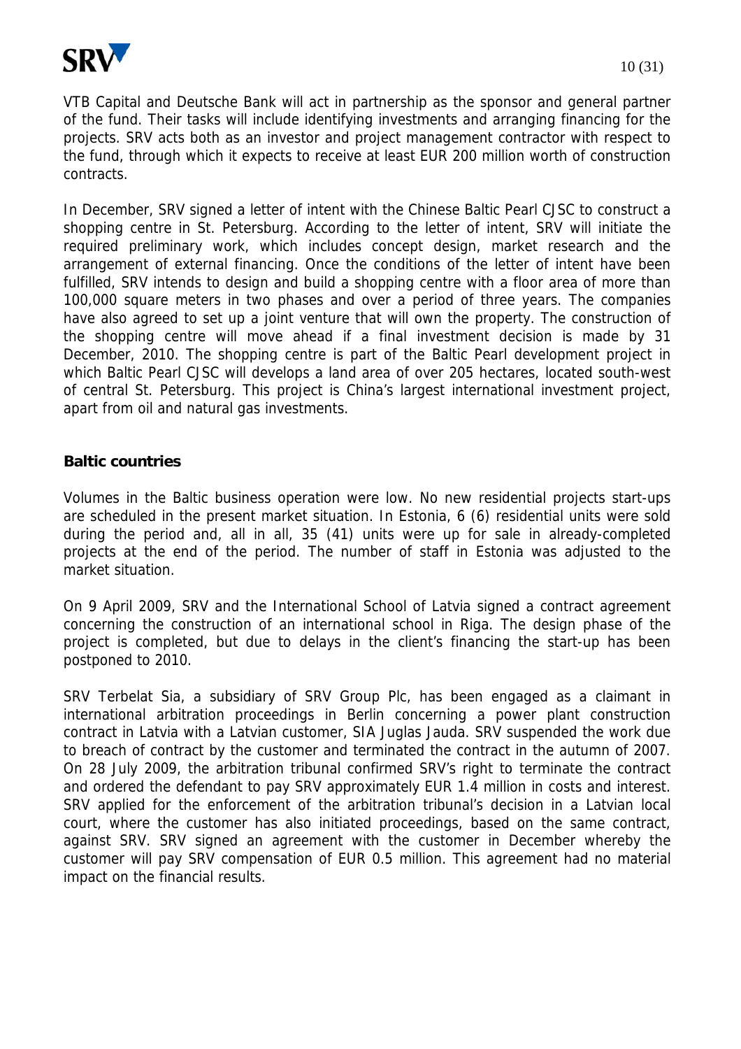VTB Capital and Deutsche Bank will act in partnership as the sponsor and general partner of the fund. Their tasks will include identifying investments and arranging financing for the projects. SRV acts both as an investor and project management contractor with respect to the fund, through which it expects to receive at least EUR 200 million worth of construction contracts.

In December, SRV signed a letter of intent with the Chinese Baltic Pearl CJSC to construct a shopping centre in St. Petersburg. According to the letter of intent, SRV will initiate the required preliminary work, which includes concept design, market research and the arrangement of external financing. Once the conditions of the letter of intent have been fulfilled, SRV intends to design and build a shopping centre with a floor area of more than 100,000 square meters in two phases and over a period of three years. The companies have also agreed to set up a joint venture that will own the property. The construction of the shopping centre will move ahead if a final investment decision is made by 31 December, 2010. The shopping centre is part of the Baltic Pearl development project in which Baltic Pearl CJSC will develops a land area of over 205 hectares, located south-west of central St. Petersburg. This project is China's largest international investment project, apart from oil and natural gas investments.

**Baltic countries**

Volumes in the Baltic business operation were low. No new residential projects start-ups are scheduled in the present market situation. In Estonia, 6 (6) residential units were sold during the period and, all in all, 35 (41) units were up for sale in already-completed projects at the end of the period. The number of staff in Estonia was adjusted to the market situation.

On 9 April 2009, SRV and the International School of Latvia signed a contract agreement concerning the construction of an international school in Riga. The design phase of the project is completed, but due to delays in the client's financing the start-up has been postponed to 2010.

SRV Terbelat Sia, a subsidiary of SRV Group Plc, has been engaged as a claimant in international arbitration proceedings in Berlin concerning a power plant construction contract in Latvia with a Latvian customer, SIA Juglas Jauda. SRV suspended the work due to breach of contract by the customer and terminated the contract in the autumn of 2007. On 28 July 2009, the arbitration tribunal confirmed SRV's right to terminate the contract and ordered the defendant to pay SRV approximately EUR 1.4 million in costs and interest. SRV applied for the enforcement of the arbitration tribunal's decision in a Latvian local court, where the customer has also initiated proceedings, based on the same contract, against SRV. SRV signed an agreement with the customer in December whereby the customer will pay SRV compensation of EUR 0.5 million. This agreement had no material impact on the financial results.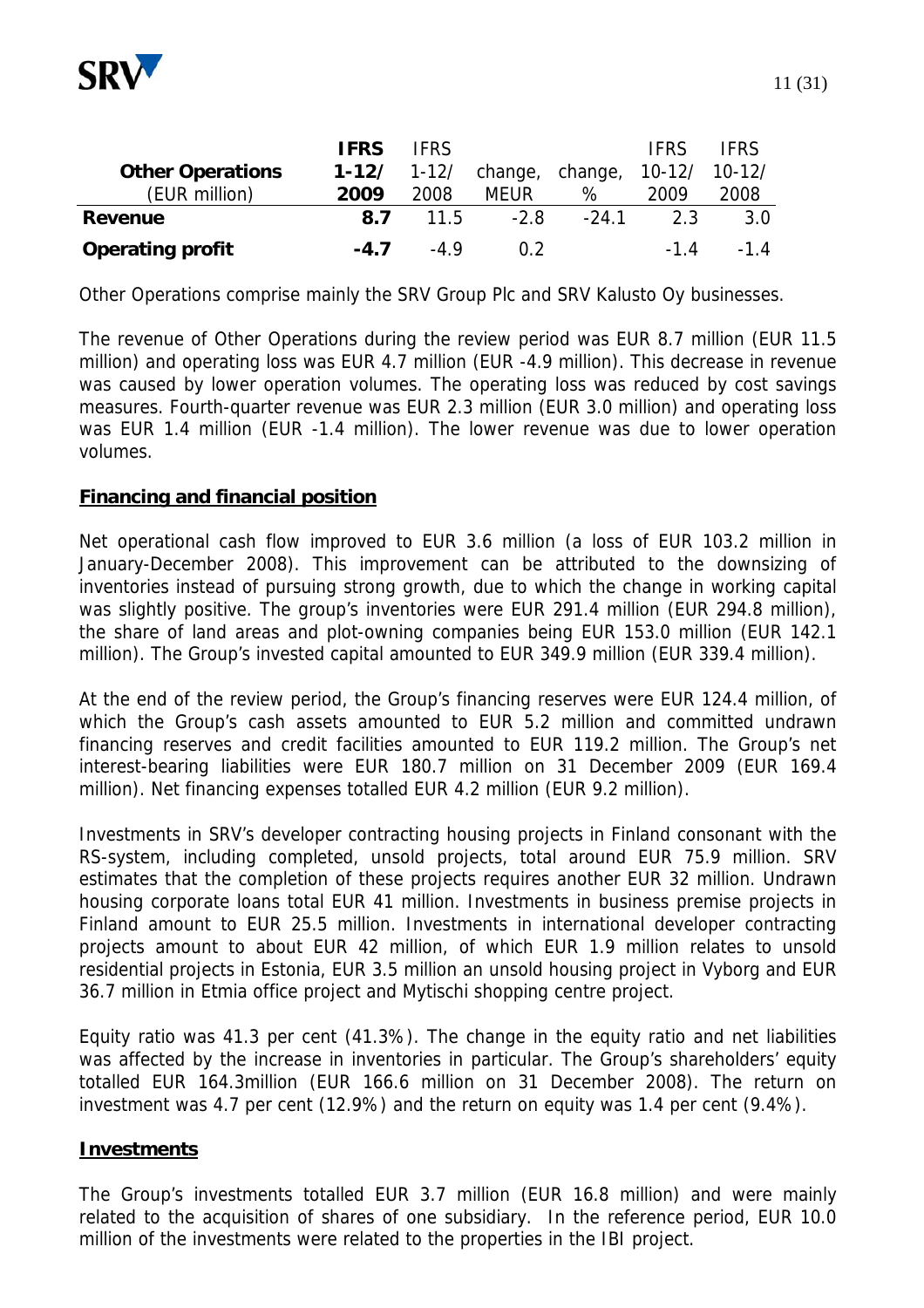| **Other Operations** (EUR million) | **IFRS 1-12/ 2009** | IFRS 1-12/ 2008 | change, MEUR | change, % | IFRS 10-12/ 2009 | IFRS 10-12/ 2008 |
| --- | --- | --- | --- | --- | --- | --- |
| **Revenue** | **8.7** | 11.5 | -2.8 | -24.1 | 2.3 | 3.0 |
| **Operating profit** | **-4.7** | -4.9 | 0.2 | | -1.4 | -1.4 |

Other Operations comprise mainly the SRV Group Plc and SRV Kalusto Oy businesses.

The revenue of Other Operations during the review period was EUR 8.7 million (EUR 11.5 million) and operating loss was EUR 4.7 million (EUR -4.9 million). This decrease in revenue was caused by lower operation volumes. The operating loss was reduced by cost savings measures. Fourth-quarter revenue was EUR 2.3 million (EUR 3.0 million) and operating loss was EUR 1.4 million (EUR -1.4 million). The lower revenue was due to lower operation volumes.

## Financing and financial position

Net operational cash flow improved to EUR 3.6 million (a loss of EUR 103.2 million in January-December 2008). This improvement can be attributed to the downsizing of inventories instead of pursuing strong growth, due to which the change in working capital was slightly positive. The group's inventories were EUR 291.4 million (EUR 294.8 million), the share of land areas and plot-owning companies being EUR 153.0 million (EUR 142.1 million). The Group's invested capital amounted to EUR 349.9 million (EUR 339.4 million).

At the end of the review period, the Group's financing reserves were EUR 124.4 million, of which the Group's cash assets amounted to EUR 5.2 million and committed undrawn financing reserves and credit facilities amounted to EUR 119.2 million. The Group's net interest-bearing liabilities were EUR 180.7 million on 31 December 2009 (EUR 169.4 million). Net financing expenses totalled EUR 4.2 million (EUR 9.2 million).

Investments in SRV's developer contracting housing projects in Finland consonant with the RS-system, including completed, unsold projects, total around EUR 75.9 million. SRV estimates that the completion of these projects requires another EUR 32 million. Undrawn housing corporate loans total EUR 41 million. Investments in business premise projects in Finland amount to EUR 25.5 million. Investments in international developer contracting projects amount to about EUR 42 million, of which EUR 1.9 million relates to unsold residential projects in Estonia, EUR 3.5 million an unsold housing project in Vyborg and EUR 36.7 million in Etmia office project and Mytischi shopping centre project.

Equity ratio was 41.3 per cent (41.3%). The change in the equity ratio and net liabilities was affected by the increase in inventories in particular. The Group's shareholders' equity totalled EUR 164.3million (EUR 166.6 million on 31 December 2008). The return on investment was 4.7 per cent (12.9%) and the return on equity was 1.4 per cent (9.4%).

## Investments

The Group's investments totalled EUR 3.7 million (EUR 16.8 million) and were mainly related to the acquisition of shares of one subsidiary. In the reference period, EUR 10.0 million of the investments were related to the properties in the IBI project.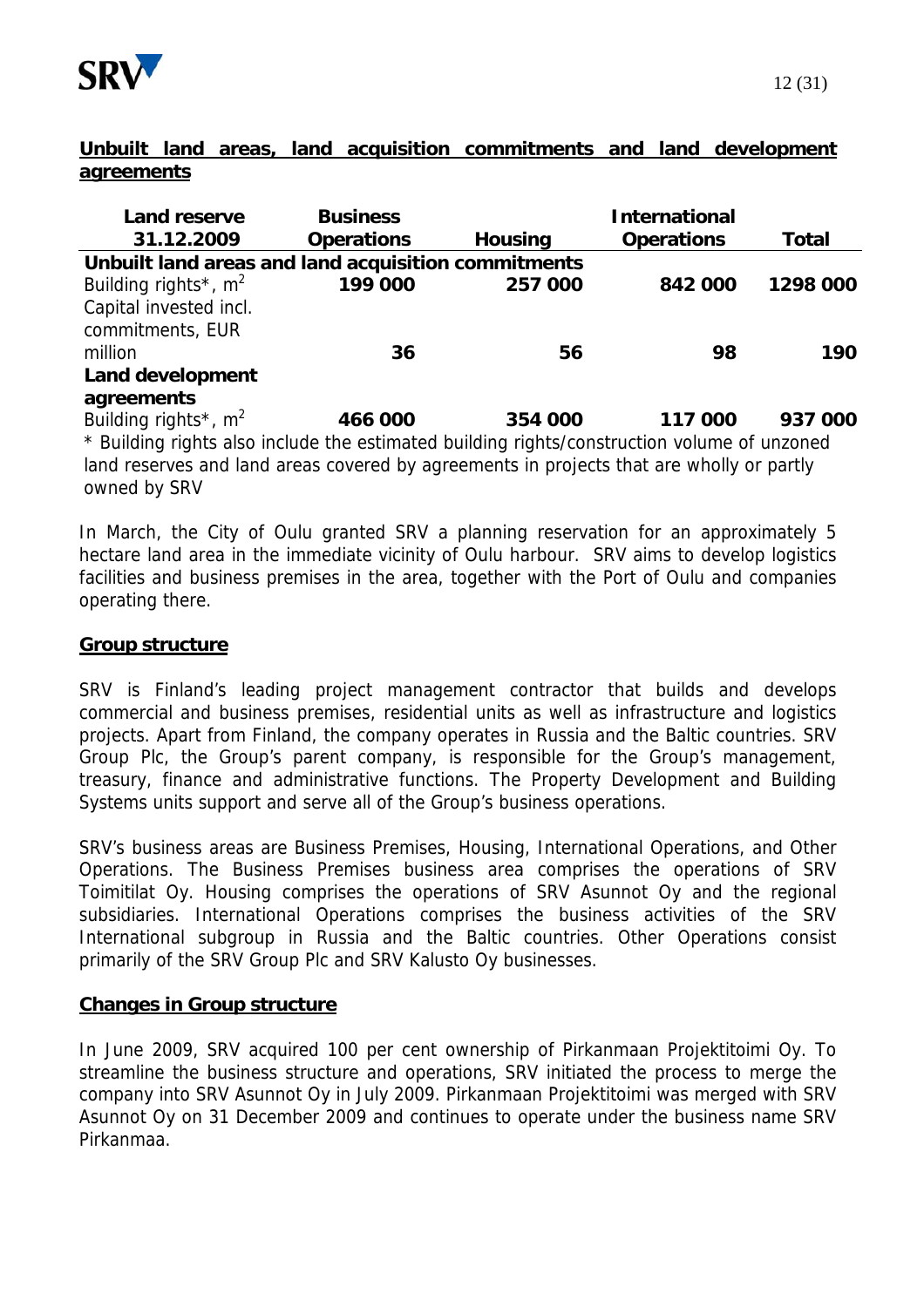## Unbuilt land areas, land acquisition commitments and land development agreements

| Land reserve 31.12.2009 | Business Operations | Housing | International Operations | Total |
|---|---|---|---|---|
| **Unbuilt land areas and land acquisition commitments** | | | | |
| Building rights*, $m^2$ | **199 000** | **257 000** | **842 000** | **1298 000** |
| Capital invested incl. commitments, EUR million | **36** | **56** | **98** | **190** |
| **Land development agreements** | | | | |
| Building rights*, $m^2$ | **466 000** | **354 000** | **117 000** | **937 000** |

\* Building rights also include the estimated building rights/construction volume of unzoned land reserves and land areas covered by agreements in projects that are wholly or partly owned by SRV

In March, the City of Oulu granted SRV a planning reservation for an approximately 5 hectare land area in the immediate vicinity of Oulu harbour. SRV aims to develop logistics facilities and business premises in the area, together with the Port of Oulu and companies operating there.

## Group structure

SRV is Finland's leading project management contractor that builds and develops commercial and business premises, residential units as well as infrastructure and logistics projects. Apart from Finland, the company operates in Russia and the Baltic countries. SRV Group Plc, the Group's parent company, is responsible for the Group's management, treasury, finance and administrative functions. The Property Development and Building Systems units support and serve all of the Group's business operations.

SRV's business areas are Business Premises, Housing, International Operations, and Other Operations. The Business Premises business area comprises the operations of SRV Toimitilat Oy. Housing comprises the operations of SRV Asunnot Oy and the regional subsidiaries. International Operations comprises the business activities of the SRV International subgroup in Russia and the Baltic countries. Other Operations consist primarily of the SRV Group Plc and SRV Kalusto Oy businesses.

## Changes in Group structure

In June 2009, SRV acquired 100 per cent ownership of Pirkanmaan Projektitoimi Oy. To streamline the business structure and operations, SRV initiated the process to merge the company into SRV Asunnot Oy in July 2009. Pirkanmaan Projektitoimi was merged with SRV Asunnot Oy on 31 December 2009 and continues to operate under the business name SRV Pirkanmaa.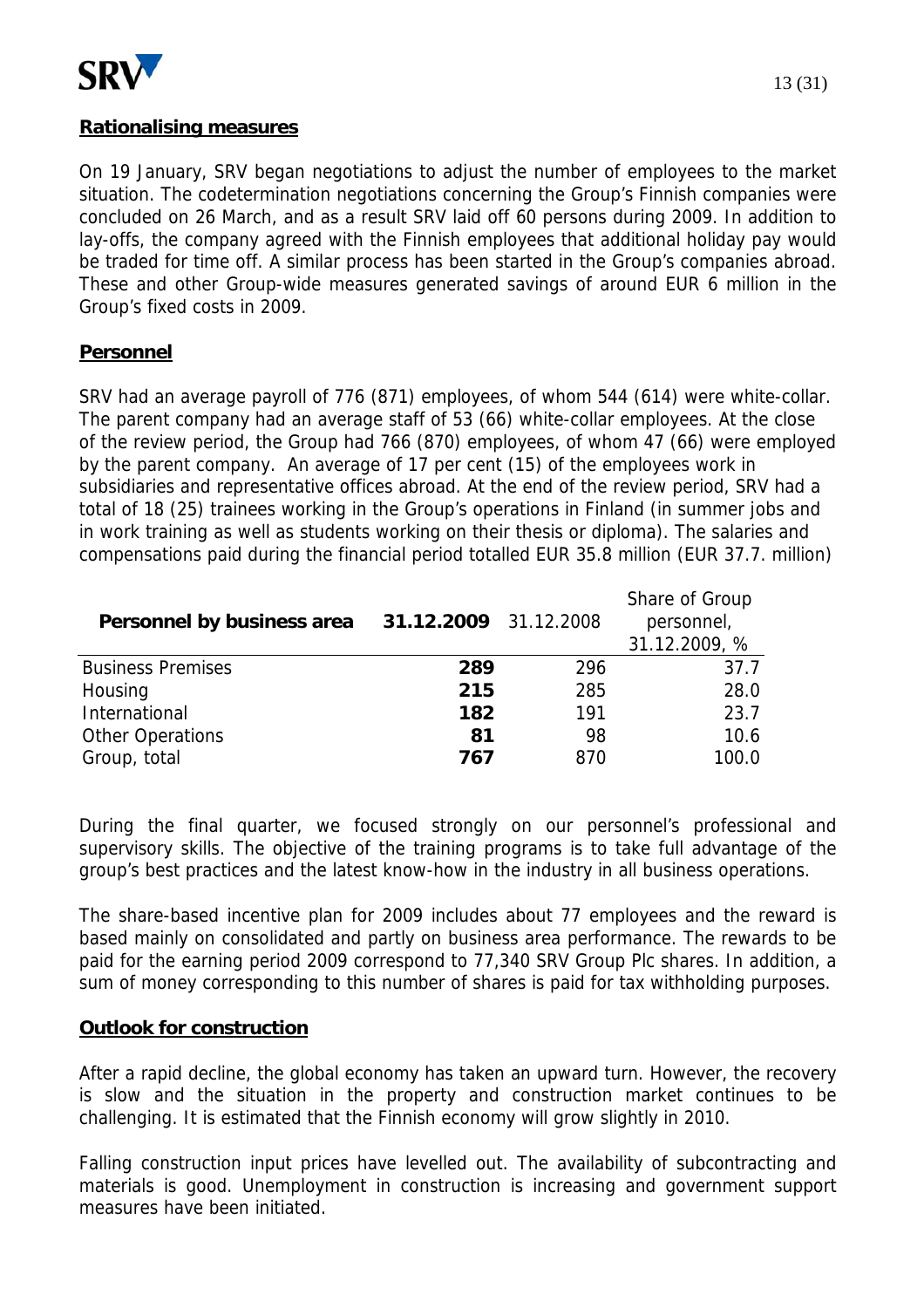## Rationalising measures

On 19 January, SRV began negotiations to adjust the number of employees to the market situation. The codetermination negotiations concerning the Group's Finnish companies were concluded on 26 March, and as a result SRV laid off 60 persons during 2009. In addition to lay-offs, the company agreed with the Finnish employees that additional holiday pay would be traded for time off. A similar process has been started in the Group's companies abroad. These and other Group-wide measures generated savings of around EUR 6 million in the Group's fixed costs in 2009.

## Personnel

SRV had an average payroll of 776 (871) employees, of whom 544 (614) were white-collar. The parent company had an average staff of 53 (66) white-collar employees. At the close of the review period, the Group had 766 (870) employees, of whom 47 (66) were employed by the parent company. An average of 17 per cent (15) of the employees work in subsidiaries and representative offices abroad. At the end of the review period, SRV had a total of 18 (25) trainees working in the Group's operations in Finland (in summer jobs and in work training as well as students working on their thesis or diploma). The salaries and compensations paid during the financial period totalled EUR 35.8 million (EUR 37.7. million)

| **Personnel by business area** | **31.12.2009** | 31.12.2008 | Share of Group personnel, 31.12.2009, % |
|---|---|---|---|
| Business Premises | **289** | 296 | 37.7 |
| Housing | **215** | 285 | 28.0 |
| International | **182** | 191 | 23.7 |
| Other Operations | **81** | 98 | 10.6 |
| Group, total | **767** | 870 | 100.0 |

During the final quarter, we focused strongly on our personnel's professional and supervisory skills. The objective of the training programs is to take full advantage of the group's best practices and the latest know-how in the industry in all business operations.

The share-based incentive plan for 2009 includes about 77 employees and the reward is based mainly on consolidated and partly on business area performance. The rewards to be paid for the earning period 2009 correspond to 77,340 SRV Group Plc shares. In addition, a sum of money corresponding to this number of shares is paid for tax withholding purposes.

## Outlook for construction

After a rapid decline, the global economy has taken an upward turn. However, the recovery is slow and the situation in the property and construction market continues to be challenging. It is estimated that the Finnish economy will grow slightly in 2010.

Falling construction input prices have levelled out. The availability of subcontracting and materials is good. Unemployment in construction is increasing and government support measures have been initiated.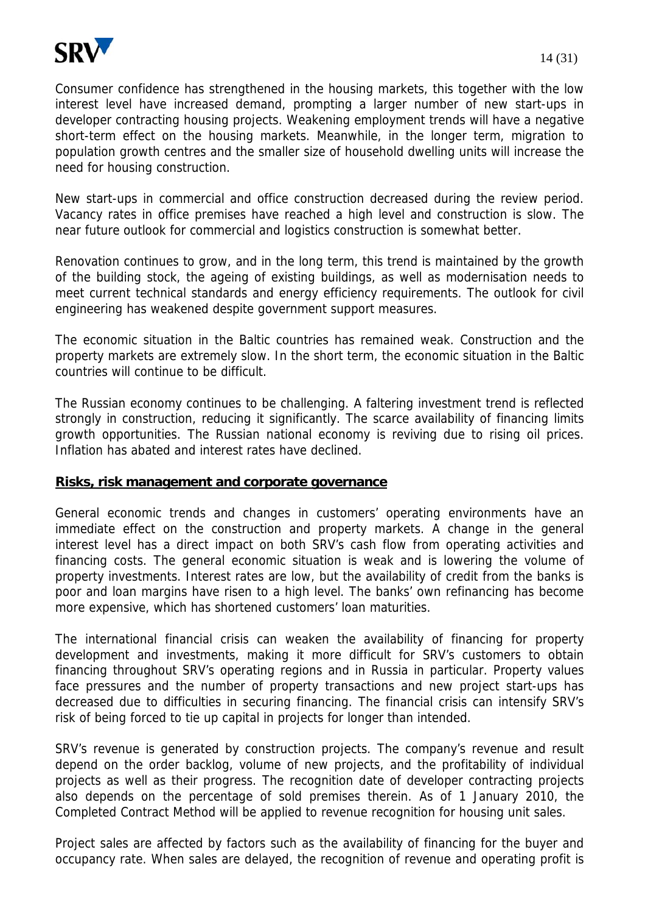Consumer confidence has strengthened in the housing markets, this together with the low interest level have increased demand, prompting a larger number of new start-ups in developer contracting housing projects. Weakening employment trends will have a negative short-term effect on the housing markets. Meanwhile, in the longer term, migration to population growth centres and the smaller size of household dwelling units will increase the need for housing construction.

New start-ups in commercial and office construction decreased during the review period. Vacancy rates in office premises have reached a high level and construction is slow. The near future outlook for commercial and logistics construction is somewhat better.

Renovation continues to grow, and in the long term, this trend is maintained by the growth of the building stock, the ageing of existing buildings, as well as modernisation needs to meet current technical standards and energy efficiency requirements. The outlook for civil engineering has weakened despite government support measures.

The economic situation in the Baltic countries has remained weak. Construction and the property markets are extremely slow. In the short term, the economic situation in the Baltic countries will continue to be difficult.

The Russian economy continues to be challenging. A faltering investment trend is reflected strongly in construction, reducing it significantly. The scarce availability of financing limits growth opportunities. The Russian national economy is reviving due to rising oil prices. Inflation has abated and interest rates have declined.

## Risks, risk management and corporate governance

General economic trends and changes in customers' operating environments have an immediate effect on the construction and property markets. A change in the general interest level has a direct impact on both SRV's cash flow from operating activities and financing costs. The general economic situation is weak and is lowering the volume of property investments. Interest rates are low, but the availability of credit from the banks is poor and loan margins have risen to a high level. The banks' own refinancing has become more expensive, which has shortened customers' loan maturities.

The international financial crisis can weaken the availability of financing for property development and investments, making it more difficult for SRV's customers to obtain financing throughout SRV's operating regions and in Russia in particular. Property values face pressures and the number of property transactions and new project start-ups has decreased due to difficulties in securing financing. The financial crisis can intensify SRV's risk of being forced to tie up capital in projects for longer than intended.

SRV's revenue is generated by construction projects. The company's revenue and result depend on the order backlog, volume of new projects, and the profitability of individual projects as well as their progress. The recognition date of developer contracting projects also depends on the percentage of sold premises therein. As of 1 January 2010, the Completed Contract Method will be applied to revenue recognition for housing unit sales.

Project sales are affected by factors such as the availability of financing for the buyer and occupancy rate. When sales are delayed, the recognition of revenue and operating profit is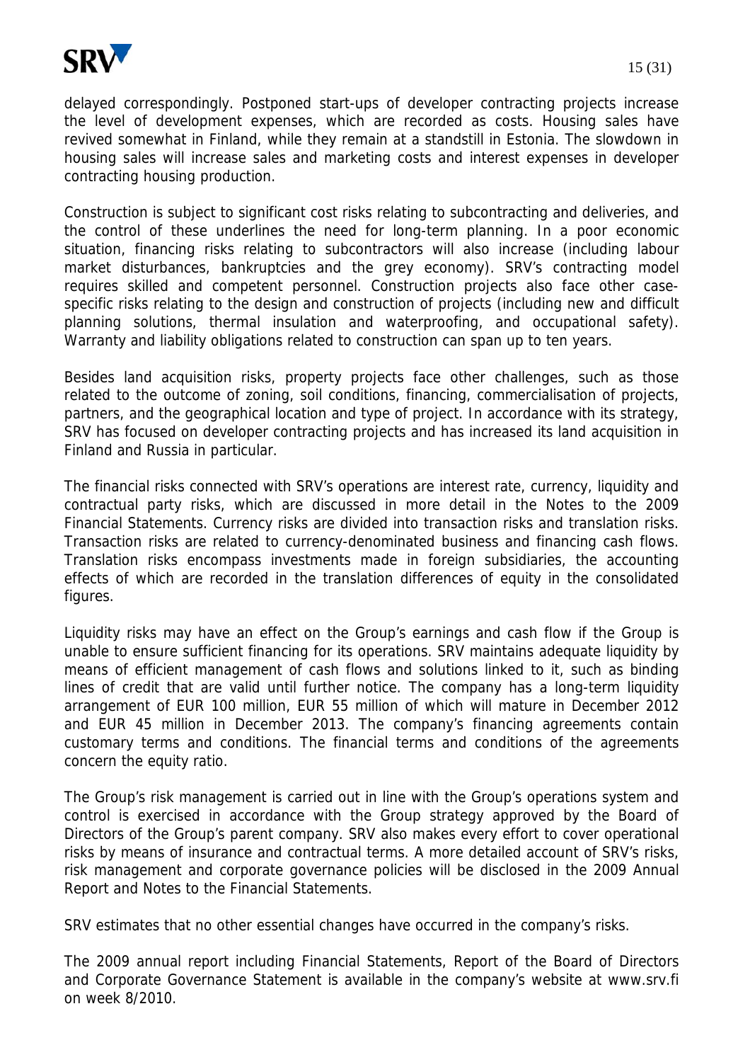delayed correspondingly. Postponed start-ups of developer contracting projects increase the level of development expenses, which are recorded as costs. Housing sales have revived somewhat in Finland, while they remain at a standstill in Estonia. The slowdown in housing sales will increase sales and marketing costs and interest expenses in developer contracting housing production.

Construction is subject to significant cost risks relating to subcontracting and deliveries, and the control of these underlines the need for long-term planning. In a poor economic situation, financing risks relating to subcontractors will also increase (including labour market disturbances, bankruptcies and the grey economy). SRV's contracting model requires skilled and competent personnel. Construction projects also face other case-specific risks relating to the design and construction of projects (including new and difficult planning solutions, thermal insulation and waterproofing, and occupational safety). Warranty and liability obligations related to construction can span up to ten years.

Besides land acquisition risks, property projects face other challenges, such as those related to the outcome of zoning, soil conditions, financing, commercialisation of projects, partners, and the geographical location and type of project. In accordance with its strategy, SRV has focused on developer contracting projects and has increased its land acquisition in Finland and Russia in particular.

The financial risks connected with SRV's operations are interest rate, currency, liquidity and contractual party risks, which are discussed in more detail in the Notes to the 2009 Financial Statements. Currency risks are divided into transaction risks and translation risks. Transaction risks are related to currency-denominated business and financing cash flows. Translation risks encompass investments made in foreign subsidiaries, the accounting effects of which are recorded in the translation differences of equity in the consolidated figures.

Liquidity risks may have an effect on the Group's earnings and cash flow if the Group is unable to ensure sufficient financing for its operations. SRV maintains adequate liquidity by means of efficient management of cash flows and solutions linked to it, such as binding lines of credit that are valid until further notice. The company has a long-term liquidity arrangement of EUR 100 million, EUR 55 million of which will mature in December 2012 and EUR 45 million in December 2013. The company's financing agreements contain customary terms and conditions. The financial terms and conditions of the agreements concern the equity ratio.

The Group's risk management is carried out in line with the Group's operations system and control is exercised in accordance with the Group strategy approved by the Board of Directors of the Group's parent company. SRV also makes every effort to cover operational risks by means of insurance and contractual terms. A more detailed account of SRV's risks, risk management and corporate governance policies will be disclosed in the 2009 Annual Report and Notes to the Financial Statements.

SRV estimates that no other essential changes have occurred in the company's risks.

The 2009 annual report including Financial Statements, Report of the Board of Directors and Corporate Governance Statement is available in the company's website at www.srv.fi on week 8/2010.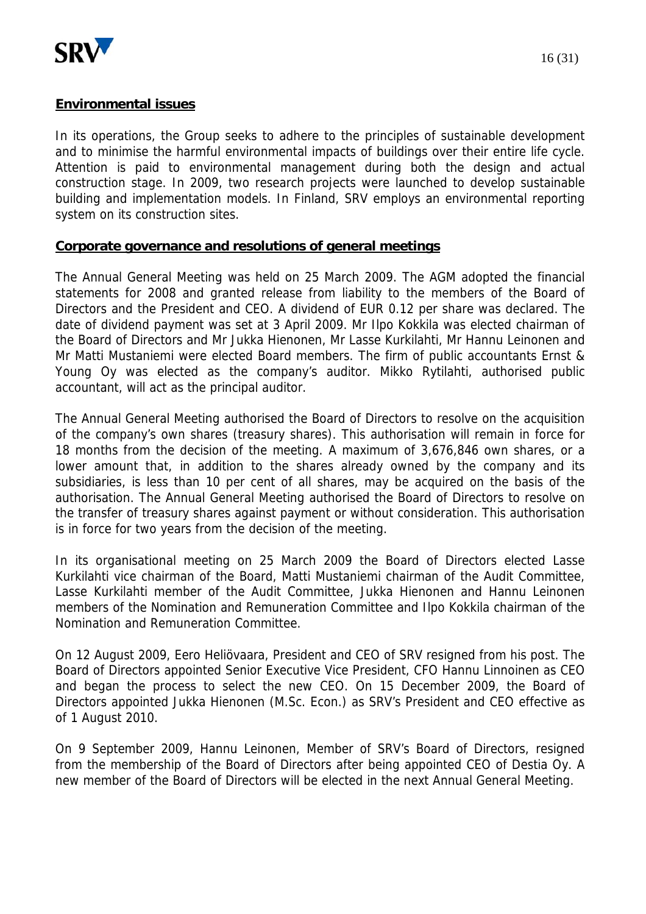## Environmental issues

In its operations, the Group seeks to adhere to the principles of sustainable development and to minimise the harmful environmental impacts of buildings over their entire life cycle. Attention is paid to environmental management during both the design and actual construction stage. In 2009, two research projects were launched to develop sustainable building and implementation models. In Finland, SRV employs an environmental reporting system on its construction sites.

## Corporate governance and resolutions of general meetings

The Annual General Meeting was held on 25 March 2009. The AGM adopted the financial statements for 2008 and granted release from liability to the members of the Board of Directors and the President and CEO. A dividend of EUR 0.12 per share was declared. The date of dividend payment was set at 3 April 2009. Mr Ilpo Kokkila was elected chairman of the Board of Directors and Mr Jukka Hienonen, Mr Lasse Kurkilahti, Mr Hannu Leinonen and Mr Matti Mustaniemi were elected Board members. The firm of public accountants Ernst & Young Oy was elected as the company's auditor. Mikko Rytilahti, authorised public accountant, will act as the principal auditor.

The Annual General Meeting authorised the Board of Directors to resolve on the acquisition of the company's own shares (treasury shares). This authorisation will remain in force for 18 months from the decision of the meeting. A maximum of 3,676,846 own shares, or a lower amount that, in addition to the shares already owned by the company and its subsidiaries, is less than 10 per cent of all shares, may be acquired on the basis of the authorisation. The Annual General Meeting authorised the Board of Directors to resolve on the transfer of treasury shares against payment or without consideration. This authorisation is in force for two years from the decision of the meeting.

In its organisational meeting on 25 March 2009 the Board of Directors elected Lasse Kurkilahti vice chairman of the Board, Matti Mustaniemi chairman of the Audit Committee, Lasse Kurkilahti member of the Audit Committee, Jukka Hienonen and Hannu Leinonen members of the Nomination and Remuneration Committee and Ilpo Kokkila chairman of the Nomination and Remuneration Committee.

On 12 August 2009, Eero Heliövaara, President and CEO of SRV resigned from his post. The Board of Directors appointed Senior Executive Vice President, CFO Hannu Linnoinen as CEO and began the process to select the new CEO. On 15 December 2009, the Board of Directors appointed Jukka Hienonen (M.Sc. Econ.) as SRV's President and CEO effective as of 1 August 2010.

On 9 September 2009, Hannu Leinonen, Member of SRV's Board of Directors, resigned from the membership of the Board of Directors after being appointed CEO of Destia Oy. A new member of the Board of Directors will be elected in the next Annual General Meeting.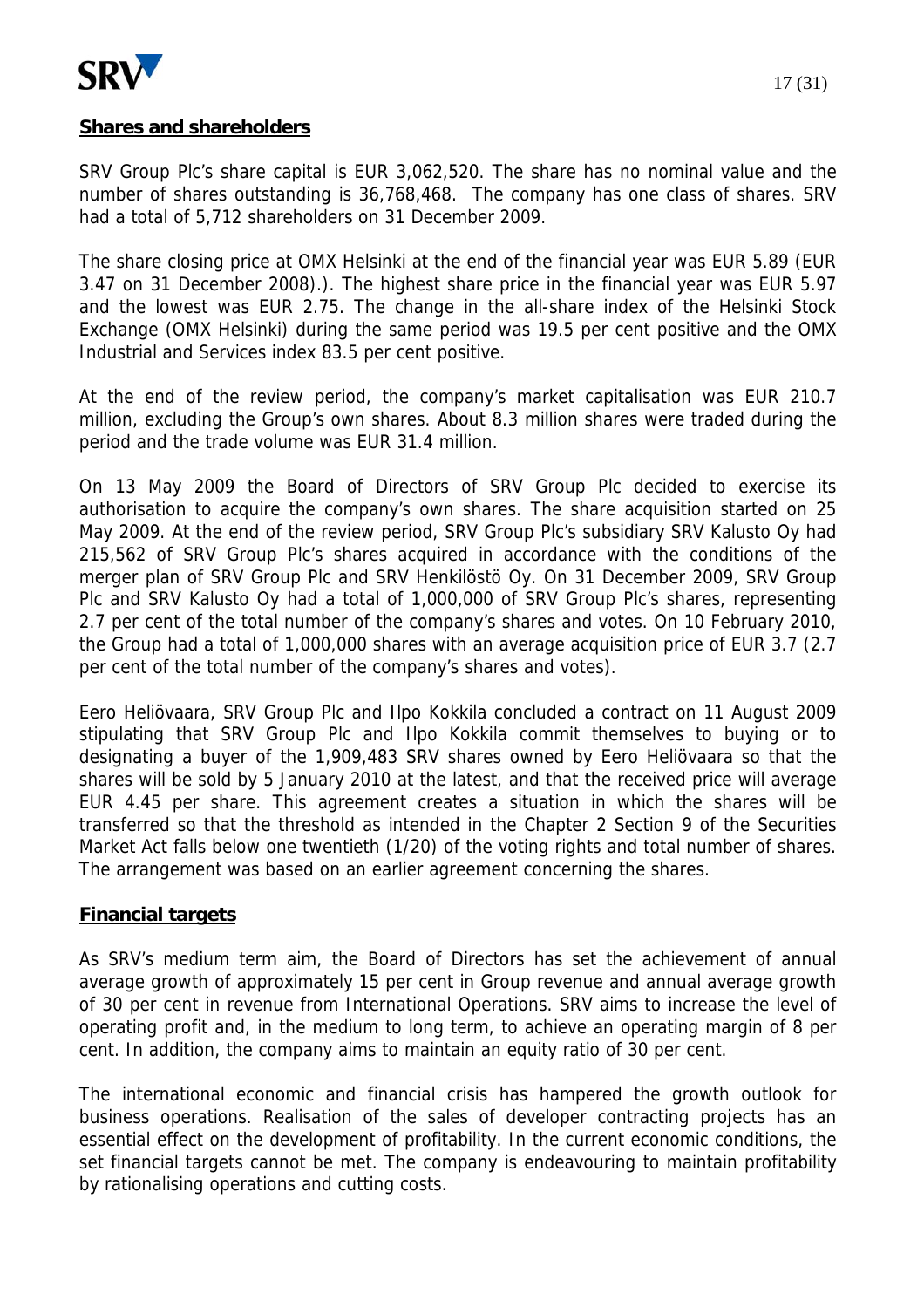## Shares and shareholders

SRV Group Plc's share capital is EUR 3,062,520. The share has no nominal value and the number of shares outstanding is 36,768,468. The company has one class of shares. SRV had a total of 5,712 shareholders on 31 December 2009.

The share closing price at OMX Helsinki at the end of the financial year was EUR 5.89 (EUR 3.47 on 31 December 2008).). The highest share price in the financial year was EUR 5.97 and the lowest was EUR 2.75. The change in the all-share index of the Helsinki Stock Exchange (OMX Helsinki) during the same period was 19.5 per cent positive and the OMX Industrial and Services index 83.5 per cent positive.

At the end of the review period, the company's market capitalisation was EUR 210.7 million, excluding the Group's own shares. About 8.3 million shares were traded during the period and the trade volume was EUR 31.4 million.

On 13 May 2009 the Board of Directors of SRV Group Plc decided to exercise its authorisation to acquire the company's own shares. The share acquisition started on 25 May 2009. At the end of the review period, SRV Group Plc's subsidiary SRV Kalusto Oy had 215,562 of SRV Group Plc's shares acquired in accordance with the conditions of the merger plan of SRV Group Plc and SRV Henkilöstö Oy. On 31 December 2009, SRV Group Plc and SRV Kalusto Oy had a total of 1,000,000 of SRV Group Plc's shares, representing 2.7 per cent of the total number of the company's shares and votes. On 10 February 2010, the Group had a total of 1,000,000 shares with an average acquisition price of EUR 3.7 (2.7 per cent of the total number of the company's shares and votes).

Eero Heliövaara, SRV Group Plc and Ilpo Kokkila concluded a contract on 11 August 2009 stipulating that SRV Group Plc and Ilpo Kokkila commit themselves to buying or to designating a buyer of the 1,909,483 SRV shares owned by Eero Heliövaara so that the shares will be sold by 5 January 2010 at the latest, and that the received price will average EUR 4.45 per share. This agreement creates a situation in which the shares will be transferred so that the threshold as intended in the Chapter 2 Section 9 of the Securities Market Act falls below one twentieth (1/20) of the voting rights and total number of shares. The arrangement was based on an earlier agreement concerning the shares.

## Financial targets

As SRV's medium term aim, the Board of Directors has set the achievement of annual average growth of approximately 15 per cent in Group revenue and annual average growth of 30 per cent in revenue from International Operations. SRV aims to increase the level of operating profit and, in the medium to long term, to achieve an operating margin of 8 per cent. In addition, the company aims to maintain an equity ratio of 30 per cent.

The international economic and financial crisis has hampered the growth outlook for business operations. Realisation of the sales of developer contracting projects has an essential effect on the development of profitability. In the current economic conditions, the set financial targets cannot be met. The company is endeavouring to maintain profitability by rationalising operations and cutting costs.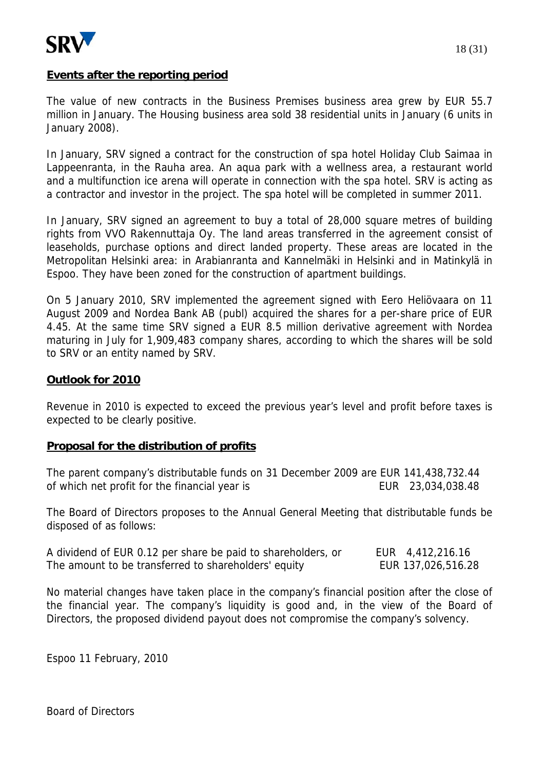## Events after the reporting period

The value of new contracts in the Business Premises business area grew by EUR 55.7 million in January. The Housing business area sold 38 residential units in January (6 units in January 2008).

In January, SRV signed a contract for the construction of spa hotel Holiday Club Saimaa in Lappeenranta, in the Rauha area. An aqua park with a wellness area, a restaurant world and a multifunction ice arena will operate in connection with the spa hotel. SRV is acting as a contractor and investor in the project. The spa hotel will be completed in summer 2011.

In January, SRV signed an agreement to buy a total of 28,000 square metres of building rights from VVO Rakennuttaja Oy. The land areas transferred in the agreement consist of leaseholds, purchase options and direct landed property. These areas are located in the Metropolitan Helsinki area: in Arabianranta and Kannelmäki in Helsinki and in Matinkylä in Espoo. They have been zoned for the construction of apartment buildings.

On 5 January 2010, SRV implemented the agreement signed with Eero Heliövaara on 11 August 2009 and Nordea Bank AB (publ) acquired the shares for a per-share price of EUR 4.45. At the same time SRV signed a EUR 8.5 million derivative agreement with Nordea maturing in July for 1,909,483 company shares, according to which the shares will be sold to SRV or an entity named by SRV.

## Outlook for 2010

Revenue in 2010 is expected to exceed the previous year's level and profit before taxes is expected to be clearly positive.

## Proposal for the distribution of profits

| | |
|---|---|
| The parent company's distributable funds on 31 December 2009 are | EUR 141,438,732.44 |
| of which net profit for the financial year is | EUR 23,034,038.48 |

The Board of Directors proposes to the Annual General Meeting that distributable funds be disposed of as follows:

| | |
|---|---|
| A dividend of EUR 0.12 per share be paid to shareholders, or | EUR 4,412,216.16 |
| The amount to be transferred to shareholders' equity | EUR 137,026,516.28 |

No material changes have taken place in the company's financial position after the close of the financial year. The company's liquidity is good and, in the view of the Board of Directors, the proposed dividend payout does not compromise the company's solvency.

Espoo 11 February, 2010

Board of Directors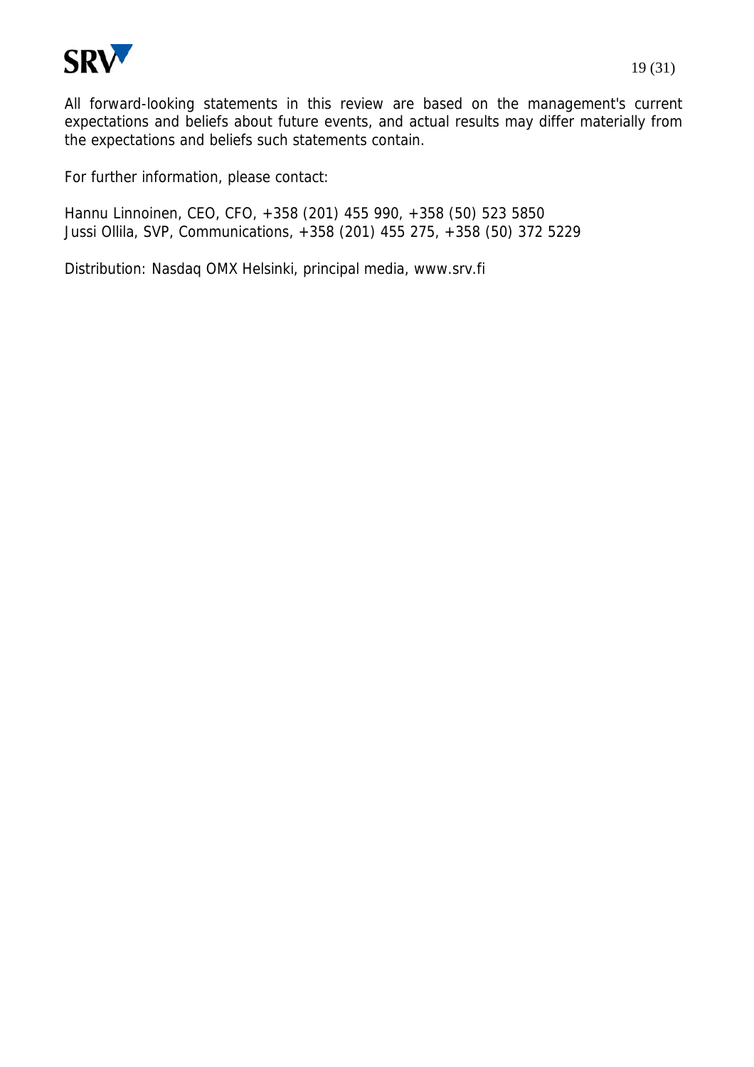All forward-looking statements in this review are based on the management's current expectations and beliefs about future events, and actual results may differ materially from the expectations and beliefs such statements contain.

For further information, please contact:

Hannu Linnoinen, CEO, CFO, +358 (201) 455 990, +358 (50) 523 5850
Jussi Ollila, SVP, Communications, +358 (201) 455 275, +358 (50) 372 5229

Distribution: Nasdaq OMX Helsinki, principal media, www.srv.fi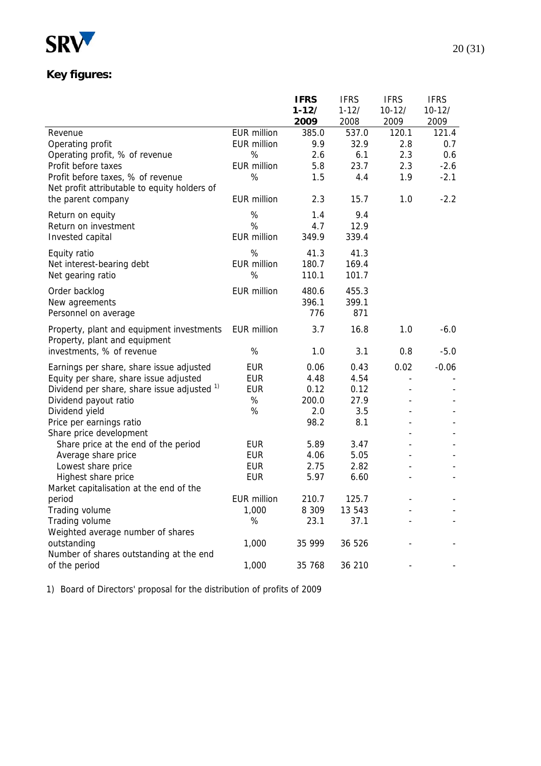## Key figures:

| | | IFRS 1-12/ 2009 | IFRS 1-12/ 2008 | IFRS 10-12/ 2009 | IFRS 10-12/ 2009 |
|---|---|---|---|---|---|
| Revenue | EUR million | 385.0 | 537.0 | 120.1 | 121.4 |
| Operating profit | EUR million | 9.9 | 32.9 | 2.8 | 0.7 |
| Operating profit, % of revenue | % | 2.6 | 6.1 | 2.3 | 0.6 |
| Profit before taxes | EUR million | 5.8 | 23.7 | 2.3 | -2.6 |
| Profit before taxes, % of revenue | % | 1.5 | 4.4 | 1.9 | -2.1 |
| Net profit attributable to equity holders of the parent company | EUR million | 2.3 | 15.7 | 1.0 | -2.2 |
| Return on equity | % | 1.4 | 9.4 | | |
| Return on investment | % | 4.7 | 12.9 | | |
| Invested capital | EUR million | 349.9 | 339.4 | | |
| Equity ratio | % | 41.3 | 41.3 | | |
| Net interest-bearing debt | EUR million | 180.7 | 169.4 | | |
| Net gearing ratio | % | 110.1 | 101.7 | | |
| Order backlog | EUR million | 480.6 | 455.3 | | |
| New agreements | | 396.1 | 399.1 | | |
| Personnel on average | | 776 | 871 | | |
| Property, plant and equipment investments | EUR million | 3.7 | 16.8 | 1.0 | -6.0 |
| Property, plant and equipment investments, % of revenue | % | 1.0 | 3.1 | 0.8 | -5.0 |
| Earnings per share, share issue adjusted | EUR | 0.06 | 0.43 | 0.02 | -0.06 |
| Equity per share, share issue adjusted | EUR | 4.48 | 4.54 | - | - |
| Dividend per share, share issue adjusted [1] | EUR | 0.12 | 0.12 | - | - |
| Dividend payout ratio | % | 200.0 | 27.9 | - | - |
| Dividend yield | % | 2.0 | 3.5 | - | - |
| Price per earnings ratio | | 98.2 | 8.1 | - | - |
| Share price development | | | | - | - |
| Share price at the end of the period | EUR | 5.89 | 3.47 | - | - |
| Average share price | EUR | 4.06 | 5.05 | - | - |
| Lowest share price | EUR | 2.75 | 2.82 | - | - |
| Highest share price | EUR | 5.97 | 6.60 | - | - |
| Market capitalisation at the end of the period | EUR million | 210.7 | 125.7 | - | - |
| Trading volume | 1,000 | 8 309 | 13 543 | - | - |
| Trading volume | % | 23.1 | 37.1 | - | - |
| Weighted average number of shares outstanding | 1,000 | 35 999 | 36 526 | - | - |
| Number of shares outstanding at the end of the period | 1,000 | 35 768 | 36 210 | - | - |

1) Board of Directors' proposal for the distribution of profits of 2009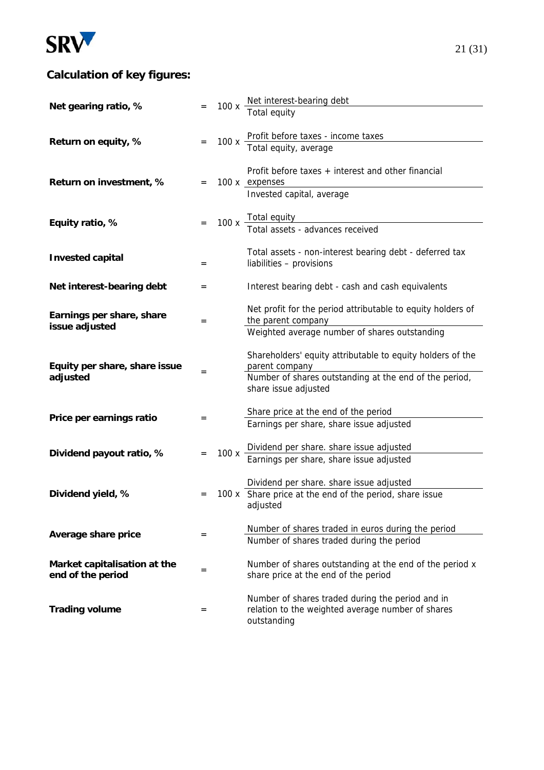## Calculation of key figures:

**Net gearing ratio, %** = $100 \times \dfrac{\text{Net interest-bearing debt}}{\text{Total equity}}$

**Return on equity, %** = $100 \times \dfrac{\text{Profit before taxes - income taxes}}{\text{Total equity, average}}$

**Return on investment, %** = $100 \times \dfrac{\text{Profit before taxes + interest and other financial expenses}}{\text{Invested capital, average}}$

**Equity ratio, %** = $100 \times \dfrac{\text{Total equity}}{\text{Total assets - advances received}}$

**Invested capital** = Total assets - non-interest bearing debt - deferred tax liabilities – provisions

**Net interest-bearing debt** = Interest bearing debt - cash and cash equivalents

**Earnings per share, share issue adjusted** = $\dfrac{\text{Net profit for the period attributable to equity holders of the parent company}}{\text{Weighted average number of shares outstanding}}$

**Equity per share, share issue adjusted** = $\dfrac{\text{Shareholders' equity attributable to equity holders of the parent company}}{\text{Number of shares outstanding at the end of the period, share issue adjusted}}$

**Price per earnings ratio** = $\dfrac{\text{Share price at the end of the period}}{\text{Earnings per share, share issue adjusted}}$

**Dividend payout ratio, %** = $100 \times \dfrac{\text{Dividend per share. share issue adjusted}}{\text{Earnings per share, share issue adjusted}}$

**Dividend yield, %** = $100 \times \dfrac{\text{Dividend per share. share issue adjusted}}{\text{Share price at the end of the period, share issue adjusted}}$

**Average share price** = $\dfrac{\text{Number of shares traded in euros during the period}}{\text{Number of shares traded during the period}}$

**Market capitalisation at the end of the period** = Number of shares outstanding at the end of the period x share price at the end of the period

**Trading volume** = Number of shares traded during the period and in relation to the weighted average number of shares outstanding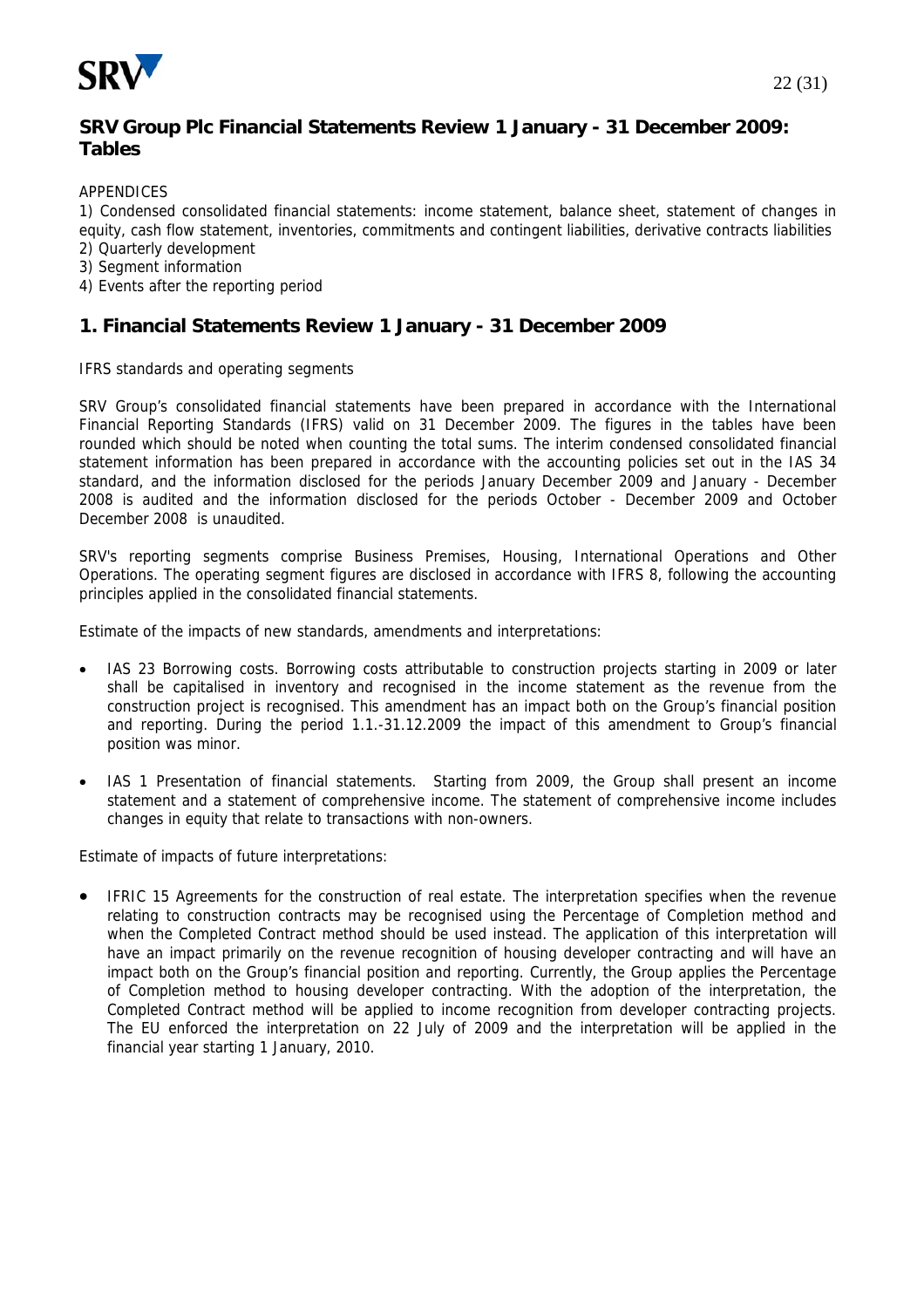**SRV Group Plc Financial Statements Review 1 January - 31 December 2009: Tables**

APPENDICES

1) Condensed consolidated financial statements: income statement, balance sheet, statement of changes in equity, cash flow statement, inventories, commitments and contingent liabilities, derivative contracts liabilities
2) Quarterly development
3) Segment information
4) Events after the reporting period

## 1. Financial Statements Review 1 January - 31 December 2009

IFRS standards and operating segments

SRV Group's consolidated financial statements have been prepared in accordance with the International Financial Reporting Standards (IFRS) valid on 31 December 2009. The figures in the tables have been rounded which should be noted when counting the total sums. The interim condensed consolidated financial statement information has been prepared in accordance with the accounting policies set out in the IAS 34 standard, and the information disclosed for the periods January December 2009 and January - December 2008 is audited and the information disclosed for the periods October - December 2009 and October December 2008 is unaudited.

SRV's reporting segments comprise Business Premises, Housing, International Operations and Other Operations. The operating segment figures are disclosed in accordance with IFRS 8, following the accounting principles applied in the consolidated financial statements.

Estimate of the impacts of new standards, amendments and interpretations:

- IAS 23 Borrowing costs. Borrowing costs attributable to construction projects starting in 2009 or later shall be capitalised in inventory and recognised in the income statement as the revenue from the construction project is recognised. This amendment has an impact both on the Group's financial position and reporting. During the period 1.1.-31.12.2009 the impact of this amendment to Group's financial position was minor.

- IAS 1 Presentation of financial statements. Starting from 2009, the Group shall present an income statement and a statement of comprehensive income. The statement of comprehensive income includes changes in equity that relate to transactions with non-owners.

Estimate of impacts of future interpretations:

- IFRIC 15 Agreements for the construction of real estate. The interpretation specifies when the revenue relating to construction contracts may be recognised using the Percentage of Completion method and when the Completed Contract method should be used instead. The application of this interpretation will have an impact primarily on the revenue recognition of housing developer contracting and will have an impact both on the Group's financial position and reporting. Currently, the Group applies the Percentage of Completion method to housing developer contracting. With the adoption of the interpretation, the Completed Contract method will be applied to income recognition from developer contracting projects. The EU enforced the interpretation on 22 July of 2009 and the interpretation will be applied in the financial year starting 1 January, 2010.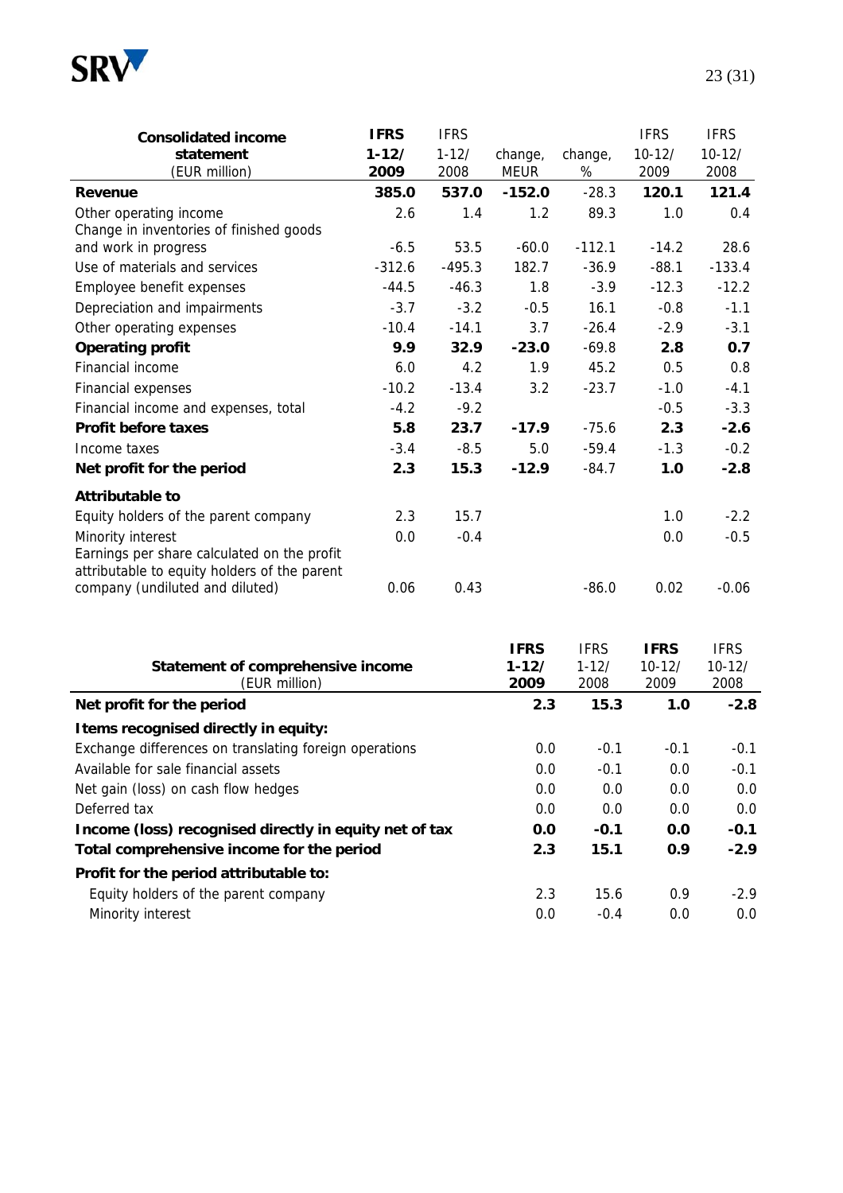| Consolidated income statement (EUR million) | IFRS 1-12/ 2009 | IFRS 1-12/ 2008 | change, MEUR | change, % | IFRS 10-12/ 2009 | IFRS 10-12/ 2008 |
|---|---|---|---|---|---|---|
| **Revenue** | **385.0** | **537.0** | **-152.0** | -28.3 | **120.1** | **121.4** |
| Other operating income | 2.6 | 1.4 | 1.2 | 89.3 | 1.0 | 0.4 |
| Change in inventories of finished goods and work in progress | -6.5 | 53.5 | -60.0 | -112.1 | -14.2 | 28.6 |
| Use of materials and services | -312.6 | -495.3 | 182.7 | -36.9 | -88.1 | -133.4 |
| Employee benefit expenses | -44.5 | -46.3 | 1.8 | -3.9 | -12.3 | -12.2 |
| Depreciation and impairments | -3.7 | -3.2 | -0.5 | 16.1 | -0.8 | -1.1 |
| Other operating expenses | -10.4 | -14.1 | 3.7 | -26.4 | -2.9 | -3.1 |
| **Operating profit** | **9.9** | **32.9** | **-23.0** | -69.8 | **2.8** | **0.7** |
| Financial income | 6.0 | 4.2 | 1.9 | 45.2 | 0.5 | 0.8 |
| Financial expenses | -10.2 | -13.4 | 3.2 | -23.7 | -1.0 | -4.1 |
| Financial income and expenses, total | -4.2 | -9.2 | | | -0.5 | -3.3 |
| **Profit before taxes** | **5.8** | **23.7** | **-17.9** | -75.6 | **2.3** | **-2.6** |
| Income taxes | -3.4 | -8.5 | 5.0 | -59.4 | -1.3 | -0.2 |
| **Net profit for the period** | **2.3** | **15.3** | **-12.9** | -84.7 | **1.0** | **-2.8** |
| **Attributable to** | | | | | | |
| Equity holders of the parent company | 2.3 | 15.7 | | | 1.0 | -2.2 |
| Minority interest | 0.0 | -0.4 | | | 0.0 | -0.5 |
| Earnings per share calculated on the profit attributable to equity holders of the parent company (undiluted and diluted) | 0.06 | 0.43 | | -86.0 | 0.02 | -0.06 |

| Statement of comprehensive income (EUR million) | IFRS 1-12/ 2009 | IFRS 1-12/ 2008 | IFRS 10-12/ 2009 | IFRS 10-12/ 2008 |
|---|---|---|---|---|
| **Net profit for the period** | **2.3** | **15.3** | **1.0** | **-2.8** |
| **Items recognised directly in equity:** | | | | |
| Exchange differences on translating foreign operations | 0.0 | -0.1 | -0.1 | -0.1 |
| Available for sale financial assets | 0.0 | -0.1 | 0.0 | -0.1 |
| Net gain (loss) on cash flow hedges | 0.0 | 0.0 | 0.0 | 0.0 |
| Deferred tax | 0.0 | 0.0 | 0.0 | 0.0 |
| **Income (loss) recognised directly in equity net of tax** | **0.0** | **-0.1** | **0.0** | **-0.1** |
| **Total comprehensive income for the period** | **2.3** | **15.1** | **0.9** | **-2.9** |
| **Profit for the period attributable to:** | | | | |
| Equity holders of the parent company | 2.3 | 15.6 | 0.9 | -2.9 |
| Minority interest | 0.0 | -0.4 | 0.0 | 0.0 |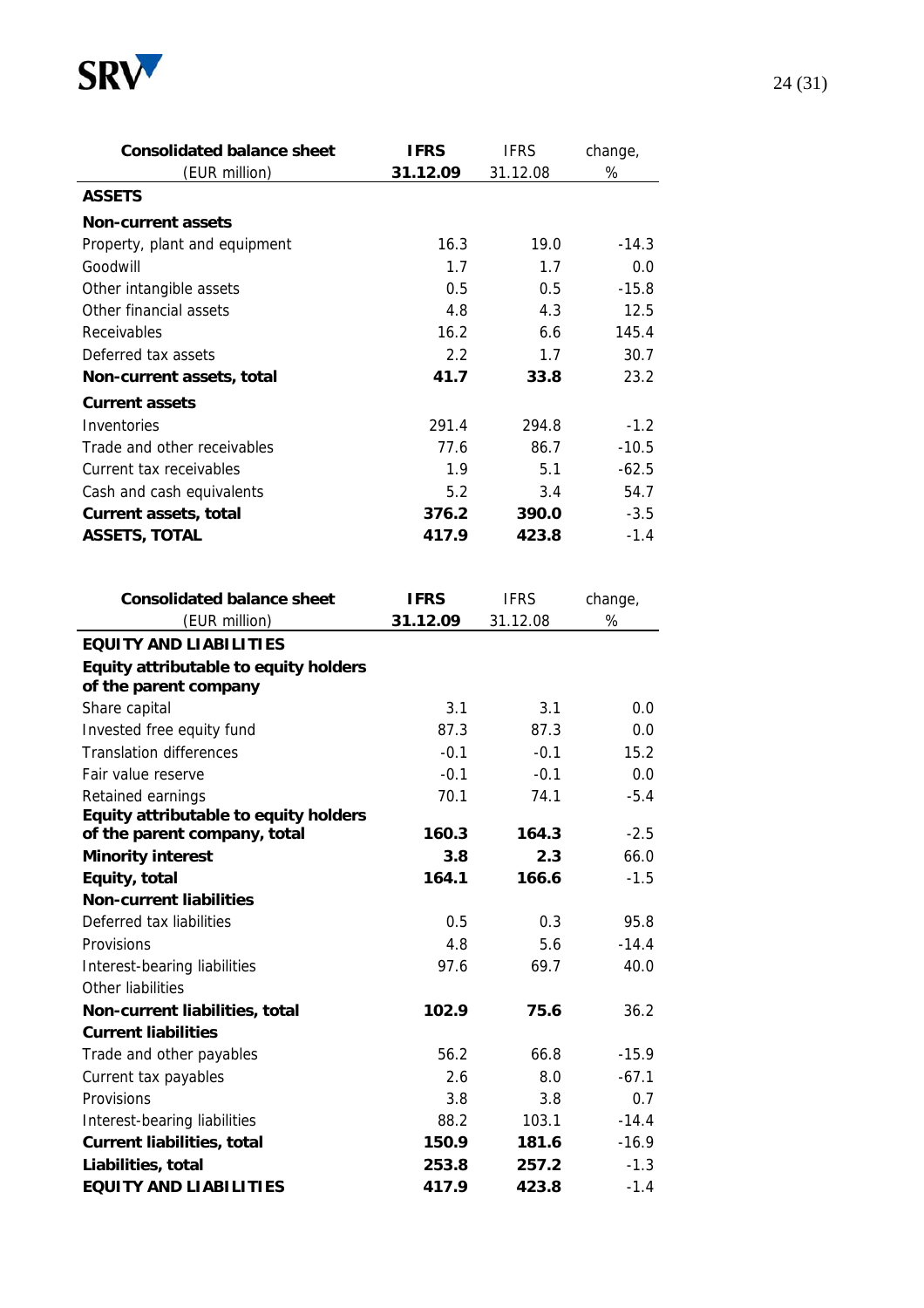| **Consolidated balance sheet** (EUR million) | **IFRS 31.12.09** | IFRS 31.12.08 | change, % |
|---|---|---|---|
| **ASSETS** | | | |
| **Non-current assets** | | | |
| Property, plant and equipment | 16.3 | 19.0 | -14.3 |
| Goodwill | 1.7 | 1.7 | 0.0 |
| Other intangible assets | 0.5 | 0.5 | -15.8 |
| Other financial assets | 4.8 | 4.3 | 12.5 |
| Receivables | 16.2 | 6.6 | 145.4 |
| Deferred tax assets | 2.2 | 1.7 | 30.7 |
| **Non-current assets, total** | **41.7** | **33.8** | 23.2 |
| **Current assets** | | | |
| Inventories | 291.4 | 294.8 | -1.2 |
| Trade and other receivables | 77.6 | 86.7 | -10.5 |
| Current tax receivables | 1.9 | 5.1 | -62.5 |
| Cash and cash equivalents | 5.2 | 3.4 | 54.7 |
| **Current assets, total** | **376.2** | **390.0** | -3.5 |
| **ASSETS, TOTAL** | **417.9** | **423.8** | -1.4 |

| **Consolidated balance sheet** (EUR million) | **IFRS 31.12.09** | IFRS 31.12.08 | change, % |
|---|---|---|---|
| **EQUITY AND LIABILITIES** | | | |
| **Equity attributable to equity holders of the parent company** | | | |
| Share capital | 3.1 | 3.1 | 0.0 |
| Invested free equity fund | 87.3 | 87.3 | 0.0 |
| Translation differences | -0.1 | -0.1 | 15.2 |
| Fair value reserve | -0.1 | -0.1 | 0.0 |
| Retained earnings | 70.1 | 74.1 | -5.4 |
| **Equity attributable to equity holders of the parent company, total** | **160.3** | **164.3** | -2.5 |
| **Minority interest** | **3.8** | **2.3** | 66.0 |
| **Equity, total** | **164.1** | **166.6** | -1.5 |
| **Non-current liabilities** | | | |
| Deferred tax liabilities | 0.5 | 0.3 | 95.8 |
| Provisions | 4.8 | 5.6 | -14.4 |
| Interest-bearing liabilities | 97.6 | 69.7 | 40.0 |
| Other liabilities | | | |
| **Non-current liabilities, total** | **102.9** | **75.6** | 36.2 |
| **Current liabilities** | | | |
| Trade and other payables | 56.2 | 66.8 | -15.9 |
| Current tax payables | 2.6 | 8.0 | -67.1 |
| Provisions | 3.8 | 3.8 | 0.7 |
| Interest-bearing liabilities | 88.2 | 103.1 | -14.4 |
| **Current liabilities, total** | **150.9** | **181.6** | -16.9 |
| **Liabilities, total** | **253.8** | **257.2** | -1.3 |
| **EQUITY AND LIABILITIES** | **417.9** | **423.8** | -1.4 |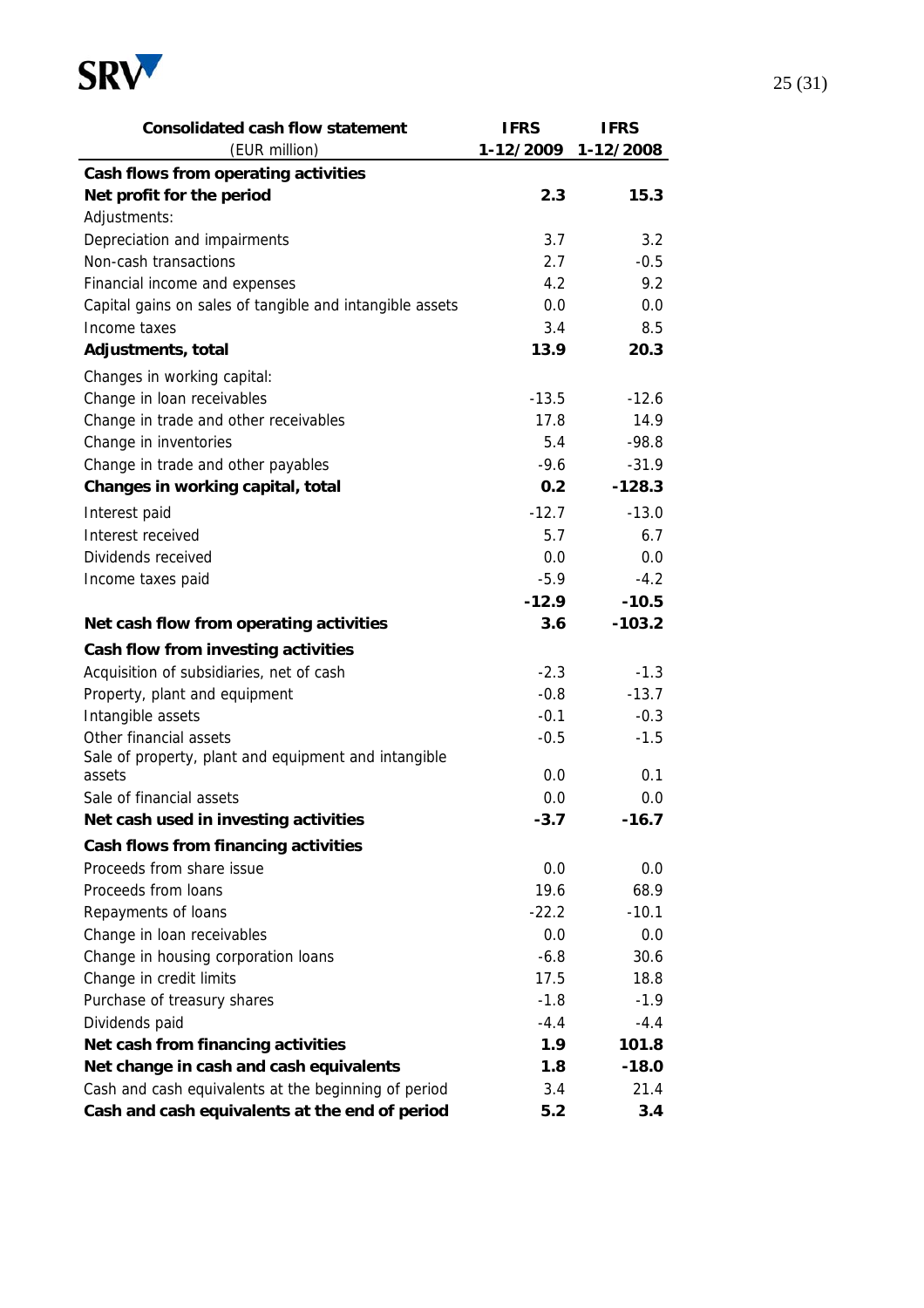| Consolidated cash flow statement (EUR million) | IFRS 1-12/2009 | IFRS 1-12/2008 |
|---|---|---|
| **Cash flows from operating activities** | | |
| **Net profit for the period** | **2.3** | **15.3** |
| Adjustments: | | |
| Depreciation and impairments | 3.7 | 3.2 |
| Non-cash transactions | 2.7 | -0.5 |
| Financial income and expenses | 4.2 | 9.2 |
| Capital gains on sales of tangible and intangible assets | 0.0 | 0.0 |
| Income taxes | 3.4 | 8.5 |
| **Adjustments, total** | **13.9** | **20.3** |
| Changes in working capital: | | |
| Change in loan receivables | -13.5 | -12.6 |
| Change in trade and other receivables | 17.8 | 14.9 |
| Change in inventories | 5.4 | -98.8 |
| Change in trade and other payables | -9.6 | -31.9 |
| **Changes in working capital, total** | **0.2** | **-128.3** |
| Interest paid | -12.7 | -13.0 |
| Interest received | 5.7 | 6.7 |
| Dividends received | 0.0 | 0.0 |
| Income taxes paid | -5.9 | -4.2 |
| | **-12.9** | **-10.5** |
| **Net cash flow from operating activities** | **3.6** | **-103.2** |
| **Cash flow from investing activities** | | |
| Acquisition of subsidiaries, net of cash | -2.3 | -1.3 |
| Property, plant and equipment | -0.8 | -13.7 |
| Intangible assets | -0.1 | -0.3 |
| Other financial assets | -0.5 | -1.5 |
| Sale of property, plant and equipment and intangible assets | 0.0 | 0.1 |
| Sale of financial assets | 0.0 | 0.0 |
| **Net cash used in investing activities** | **-3.7** | **-16.7** |
| **Cash flows from financing activities** | | |
| Proceeds from share issue | 0.0 | 0.0 |
| Proceeds from loans | 19.6 | 68.9 |
| Repayments of loans | -22.2 | -10.1 |
| Change in loan receivables | 0.0 | 0.0 |
| Change in housing corporation loans | -6.8 | 30.6 |
| Change in credit limits | 17.5 | 18.8 |
| Purchase of treasury shares | -1.8 | -1.9 |
| Dividends paid | -4.4 | -4.4 |
| **Net cash from financing activities** | **1.9** | **101.8** |
| **Net change in cash and cash equivalents** | **1.8** | **-18.0** |
| Cash and cash equivalents at the beginning of period | 3.4 | 21.4 |
| **Cash and cash equivalents at the end of period** | **5.2** | **3.4** |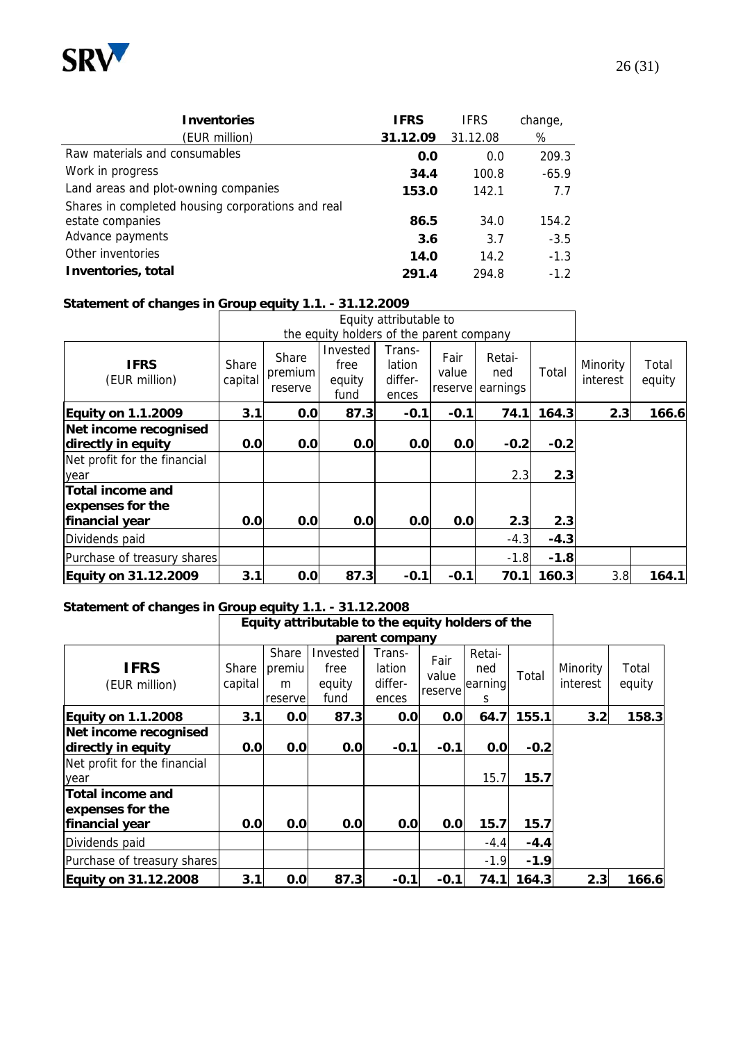| Inventories (EUR million) | IFRS 31.12.09 | IFRS 31.12.08 | change, % |
|---|---|---|---|
| Raw materials and consumables | **0.0** | 0.0 | 209.3 |
| Work in progress | **34.4** | 100.8 | -65.9 |
| Land areas and plot-owning companies | **153.0** | 142.1 | 7.7 |
| Shares in completed housing corporations and real estate companies | **86.5** | 34.0 | 154.2 |
| Advance payments | **3.6** | 3.7 | -3.5 |
| Other inventories | **14.0** | 14.2 | -1.3 |
| **Inventories, total** | **291.4** | 294.8 | -1.2 |

**Statement of changes in Group equity 1.1. - 31.12.2009**

| | Equity attributable to the equity holders of the parent company | | | | | | | | |
|---|---|---|---|---|---|---|---|---|---|
| **IFRS** (EUR million) | Share capital | Share premium reserve | Invested free equity fund | Translation differences | Fair value reserve | Retained earnings | Total | Minority interest | Total equity |
| **Equity on 1.1.2009** | **3.1** | **0.0** | **87.3** | **-0.1** | **-0.1** | **74.1** | **164.3** | **2.3** | **166.6** |
| **Net income recognised directly in equity** | **0.0** | **0.0** | **0.0** | **0.0** | **0.0** | **-0.2** | **-0.2** | | |
| Net profit for the financial year | | | | | | 2.3 | **2.3** | | |
| **Total income and expenses for the financial year** | **0.0** | **0.0** | **0.0** | **0.0** | **0.0** | **2.3** | **2.3** | | |
| Dividends paid | | | | | | -4.3 | **-4.3** | | |
| Purchase of treasury shares | | | | | | -1.8 | **-1.8** | | |
| **Equity on 31.12.2009** | **3.1** | **0.0** | **87.3** | **-0.1** | **-0.1** | **70.1** | **160.3** | 3.8 | **164.1** |

**Statement of changes in Group equity 1.1. - 31.12.2008**

| | **Equity attributable to the equity holders of the parent company** | | | | | | | | |
|---|---|---|---|---|---|---|---|---|---|
| **IFRS** (EUR million) | Share capital | Share premium reserve | Invested free equity fund | Translation differences | Fair value reserve | Retained earnings | Total | Minority interest | Total equity |
| **Equity on 1.1.2008** | **3.1** | **0.0** | **87.3** | **0.0** | **0.0** | **64.7** | **155.1** | **3.2** | **158.3** |
| **Net income recognised directly in equity** | **0.0** | **0.0** | **0.0** | **-0.1** | **-0.1** | **0.0** | **-0.2** | | |
| Net profit for the financial year | | | | | | 15.7 | **15.7** | | |
| **Total income and expenses for the financial year** | **0.0** | **0.0** | **0.0** | **0.0** | **0.0** | **15.7** | **15.7** | | |
| Dividends paid | | | | | | -4.4 | **-4.4** | | |
| Purchase of treasury shares | | | | | | -1.9 | **-1.9** | | |
| **Equity on 31.12.2008** | **3.1** | **0.0** | **87.3** | **-0.1** | **-0.1** | **74.1** | **164.3** | **2.3** | **166.6** |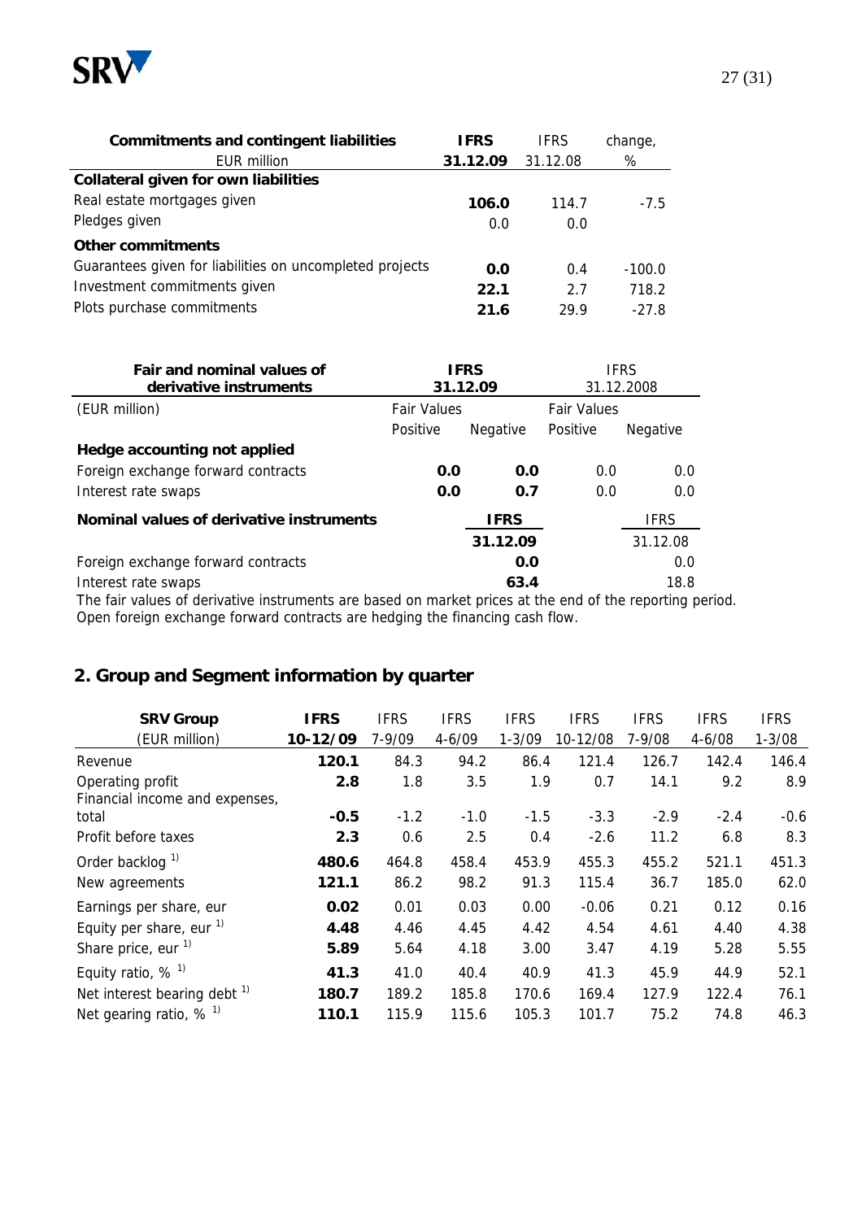| **Commitments and contingent liabilities** | **IFRS** | IFRS | change, |
|---|---|---|---|
| EUR million | **31.12.09** | 31.12.08 | % |
| **Collateral given for own liabilities** | | | |
| Real estate mortgages given | **106.0** | 114.7 | -7.5 |
| Pledges given | 0.0 | 0.0 | |
| **Other commitments** | | | |
| Guarantees given for liabilities on uncompleted projects | **0.0** | 0.4 | -100.0 |
| Investment commitments given | **22.1** | 2.7 | 718.2 |
| Plots purchase commitments | **21.6** | 29.9 | -27.8 |

| **Fair and nominal values of derivative instruments** | **IFRS 31.12.09** | | IFRS 31.12.2008 | |
|---|---|---|---|---|
| (EUR million) | Fair Values | | Fair Values | |
| | Positive | Negative | Positive | Negative |
| **Hedge accounting not applied** | | | | |
| Foreign exchange forward contracts | **0.0** | **0.0** | 0.0 | 0.0 |
| Interest rate swaps | **0.0** | **0.7** | 0.0 | 0.0 |

| **Nominal values of derivative instruments** | **IFRS** | IFRS |
|---|---|---|
| | **31.12.09** | 31.12.08 |
| Foreign exchange forward contracts | **0.0** | 0.0 |
| Interest rate swaps | **63.4** | 18.8 |

The fair values of derivative instruments are based on market prices at the end of the reporting period. Open foreign exchange forward contracts are hedging the financing cash flow.

## 2. Group and Segment information by quarter

| **SRV Group** | **IFRS** | IFRS | IFRS | IFRS | IFRS | IFRS | IFRS | IFRS |
|---|---|---|---|---|---|---|---|---|
| (EUR million) | **10-12/09** | 7-9/09 | 4-6/09 | 1-3/09 | 10-12/08 | 7-9/08 | 4-6/08 | 1-3/08 |
| Revenue | **120.1** | 84.3 | 94.2 | 86.4 | 121.4 | 126.7 | 142.4 | 146.4 |
| Operating profit | **2.8** | 1.8 | 3.5 | 1.9 | 0.7 | 14.1 | 9.2 | 8.9 |
| Financial income and expenses, total | **-0.5** | -1.2 | -1.0 | -1.5 | -3.3 | -2.9 | -2.4 | -0.6 |
| Profit before taxes | **2.3** | 0.6 | 2.5 | 0.4 | -2.6 | 11.2 | 6.8 | 8.3 |
| Order backlog [1) | **480.6** | 464.8 | 458.4 | 453.9 | 455.3 | 455.2 | 521.1 | 451.3 |
| New agreements | **121.1** | 86.2 | 98.2 | 91.3 | 115.4 | 36.7 | 185.0 | 62.0 |
| Earnings per share, eur | **0.02** | 0.01 | 0.03 | 0.00 | -0.06 | 0.21 | 0.12 | 0.16 |
| Equity per share, eur [1) | **4.48** | 4.46 | 4.45 | 4.42 | 4.54 | 4.61 | 4.40 | 4.38 |
| Share price, eur [1) | **5.89** | 5.64 | 4.18 | 3.00 | 3.47 | 4.19 | 5.28 | 5.55 |
| Equity ratio, % [1) | **41.3** | 41.0 | 40.4 | 40.9 | 41.3 | 45.9 | 44.9 | 52.1 |
| Net interest bearing debt [1) | **180.7** | 189.2 | 185.8 | 170.6 | 169.4 | 127.9 | 122.4 | 76.1 |
| Net gearing ratio, % [1) | **110.1** | 115.9 | 115.6 | 105.3 | 101.7 | 75.2 | 74.8 | 46.3 |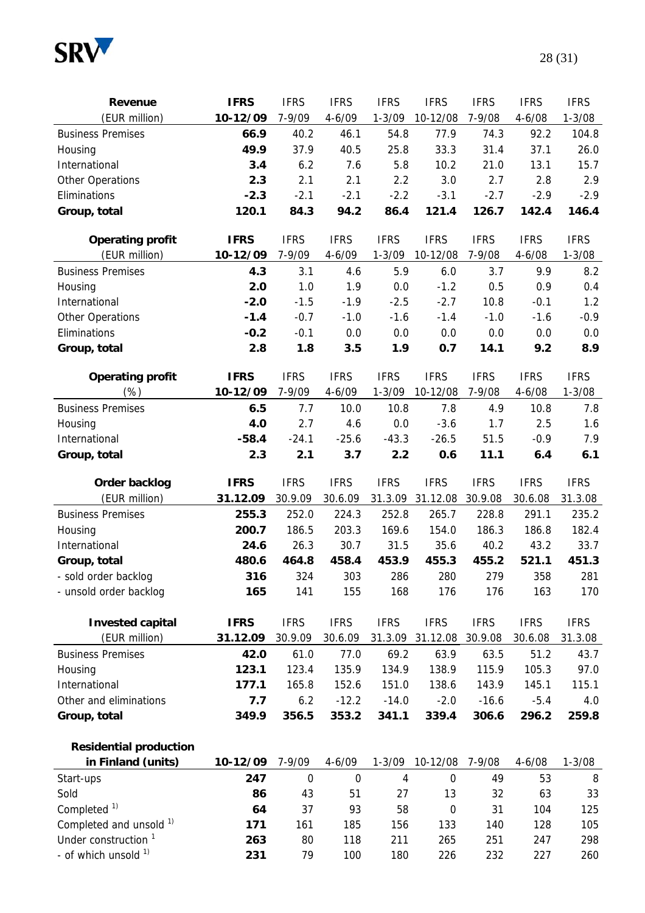| **Revenue** | **IFRS** | IFRS | IFRS | IFRS | IFRS | IFRS | IFRS | IFRS |
|---|---|---|---|---|---|---|---|---|
| (EUR million) | **10-12/09** | 7-9/09 | 4-6/09 | 1-3/09 | 10-12/08 | 7-9/08 | 4-6/08 | 1-3/08 |
| Business Premises | **66.9** | 40.2 | 46.1 | 54.8 | 77.9 | 74.3 | 92.2 | 104.8 |
| Housing | **49.9** | 37.9 | 40.5 | 25.8 | 33.3 | 31.4 | 37.1 | 26.0 |
| International | **3.4** | 6.2 | 7.6 | 5.8 | 10.2 | 21.0 | 13.1 | 15.7 |
| Other Operations | **2.3** | 2.1 | 2.1 | 2.2 | 3.0 | 2.7 | 2.8 | 2.9 |
| Eliminations | **-2.3** | -2.1 | -2.1 | -2.2 | -3.1 | -2.7 | -2.9 | -2.9 |
| **Group, total** | **120.1** | **84.3** | **94.2** | **86.4** | **121.4** | **126.7** | **142.4** | **146.4** |

| **Operating profit** | **IFRS** | IFRS | IFRS | IFRS | IFRS | IFRS | IFRS | IFRS |
|---|---|---|---|---|---|---|---|---|
| (EUR million) | **10-12/09** | 7-9/09 | 4-6/09 | 1-3/09 | 10-12/08 | 7-9/08 | 4-6/08 | 1-3/08 |
| Business Premises | **4.3** | 3.1 | 4.6 | 5.9 | 6.0 | 3.7 | 9.9 | 8.2 |
| Housing | **2.0** | 1.0 | 1.9 | 0.0 | -1.2 | 0.5 | 0.9 | 0.4 |
| International | **-2.0** | -1.5 | -1.9 | -2.5 | -2.7 | 10.8 | -0.1 | 1.2 |
| Other Operations | **-1.4** | -0.7 | -1.0 | -1.6 | -1.4 | -1.0 | -1.6 | -0.9 |
| Eliminations | **-0.2** | -0.1 | 0.0 | 0.0 | 0.0 | 0.0 | 0.0 | 0.0 |
| **Group, total** | **2.8** | **1.8** | **3.5** | **1.9** | **0.7** | **14.1** | **9.2** | **8.9** |

| **Operating profit** | **IFRS** | IFRS | IFRS | IFRS | IFRS | IFRS | IFRS | IFRS |
|---|---|---|---|---|---|---|---|---|
| (%) | **10-12/09** | 7-9/09 | 4-6/09 | 1-3/09 | 10-12/08 | 7-9/08 | 4-6/08 | 1-3/08 |
| Business Premises | **6.5** | 7.7 | 10.0 | 10.8 | 7.8 | 4.9 | 10.8 | 7.8 |
| Housing | **4.0** | 2.7 | 4.6 | 0.0 | -3.6 | 1.7 | 2.5 | 1.6 |
| International | **-58.4** | -24.1 | -25.6 | -43.3 | -26.5 | 51.5 | -0.9 | 7.9 |
| **Group, total** | **2.3** | **2.1** | **3.7** | **2.2** | **0.6** | **11.1** | **6.4** | **6.1** |

| **Order backlog** | **IFRS** | IFRS | IFRS | IFRS | IFRS | IFRS | IFRS | IFRS |
|---|---|---|---|---|---|---|---|---|
| (EUR million) | **31.12.09** | 30.9.09 | 30.6.09 | 31.3.09 | 31.12.08 | 30.9.08 | 30.6.08 | 31.3.08 |
| Business Premises | **255.3** | 252.0 | 224.3 | 252.8 | 265.7 | 228.8 | 291.1 | 235.2 |
| Housing | **200.7** | 186.5 | 203.3 | 169.6 | 154.0 | 186.3 | 186.8 | 182.4 |
| International | **24.6** | 26.3 | 30.7 | 31.5 | 35.6 | 40.2 | 43.2 | 33.7 |
| **Group, total** | **480.6** | **464.8** | **458.4** | **453.9** | **455.3** | **455.2** | **521.1** | **451.3** |
| - sold order backlog | **316** | 324 | 303 | 286 | 280 | 279 | 358 | 281 |
| - unsold order backlog | **165** | 141 | 155 | 168 | 176 | 176 | 163 | 170 |

| **Invested capital** | **IFRS** | IFRS | IFRS | IFRS | IFRS | IFRS | IFRS | IFRS |
|---|---|---|---|---|---|---|---|---|
| (EUR million) | **31.12.09** | 30.9.09 | 30.6.09 | 31.3.09 | 31.12.08 | 30.9.08 | 30.6.08 | 31.3.08 |
| Business Premises | **42.0** | 61.0 | 77.0 | 69.2 | 63.9 | 63.5 | 51.2 | 43.7 |
| Housing | **123.1** | 123.4 | 135.9 | 134.9 | 138.9 | 115.9 | 105.3 | 97.0 |
| International | **177.1** | 165.8 | 152.6 | 151.0 | 138.6 | 143.9 | 145.1 | 115.1 |
| Other and eliminations | **7.7** | 6.2 | -12.2 | -14.0 | -2.0 | -16.6 | -5.4 | 4.0 |
| **Group, total** | **349.9** | **356.5** | **353.2** | **341.1** | **339.4** | **306.6** | **296.2** | **259.8** |

| **Residential production in Finland (units)** | **10-12/09** | 7-9/09 | 4-6/09 | 1-3/09 | 10-12/08 | 7-9/08 | 4-6/08 | 1-3/08 |
|---|---|---|---|---|---|---|---|---|
| Start-ups | **247** | 0 | 0 | 4 | 0 | 49 | 53 | 8 |
| Sold | **86** | 43 | 51 | 27 | 13 | 32 | 63 | 33 |
| Completed [1)] | **64** | 37 | 93 | 58 | 0 | 31 | 104 | 125 |
| Completed and unsold [1)] | **171** | 161 | 185 | 156 | 133 | 140 | 128 | 105 |
| Under construction [1] | **263** | 80 | 118 | 211 | 265 | 251 | 247 | 298 |
| - of which unsold [1)] | **231** | 79 | 100 | 180 | 226 | 232 | 227 | 260 |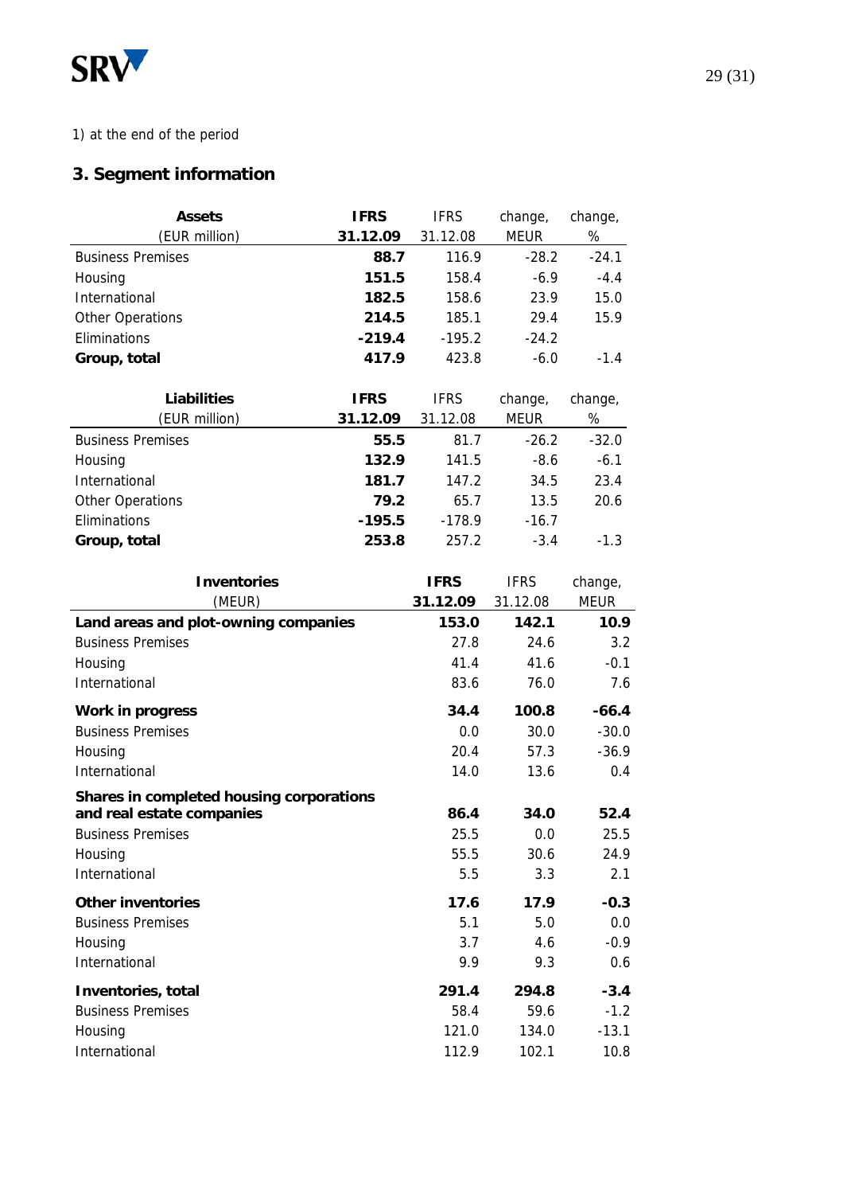1) at the end of the period

## 3. Segment information

| **Assets** (EUR million) | **IFRS 31.12.09** | IFRS 31.12.08 | change, MEUR | change, % |
|---|---|---|---|---|
| Business Premises | **88.7** | 116.9 | -28.2 | -24.1 |
| Housing | **151.5** | 158.4 | -6.9 | -4.4 |
| International | **182.5** | 158.6 | 23.9 | 15.0 |
| Other Operations | **214.5** | 185.1 | 29.4 | 15.9 |
| Eliminations | **-219.4** | -195.2 | -24.2 | |
| **Group, total** | **417.9** | 423.8 | -6.0 | -1.4 |

| **Liabilities** (EUR million) | **IFRS 31.12.09** | IFRS 31.12.08 | change, MEUR | change, % |
|---|---|---|---|---|
| Business Premises | **55.5** | 81.7 | -26.2 | -32.0 |
| Housing | **132.9** | 141.5 | -8.6 | -6.1 |
| International | **181.7** | 147.2 | 34.5 | 23.4 |
| Other Operations | **79.2** | 65.7 | 13.5 | 20.6 |
| Eliminations | **-195.5** | -178.9 | -16.7 | |
| **Group, total** | **253.8** | 257.2 | -3.4 | -1.3 |

| **Inventories** (MEUR) | **IFRS 31.12.09** | IFRS 31.12.08 | change, MEUR |
|---|---|---|---|
| **Land areas and plot-owning companies** | **153.0** | **142.1** | **10.9** |
| Business Premises | 27.8 | 24.6 | 3.2 |
| Housing | 41.4 | 41.6 | -0.1 |
| International | 83.6 | 76.0 | 7.6 |
| **Work in progress** | **34.4** | **100.8** | **-66.4** |
| Business Premises | 0.0 | 30.0 | -30.0 |
| Housing | 20.4 | 57.3 | -36.9 |
| International | 14.0 | 13.6 | 0.4 |
| **Shares in completed housing corporations and real estate companies** | **86.4** | **34.0** | **52.4** |
| Business Premises | 25.5 | 0.0 | 25.5 |
| Housing | 55.5 | 30.6 | 24.9 |
| International | 5.5 | 3.3 | 2.1 |
| **Other inventories** | **17.6** | **17.9** | **-0.3** |
| Business Premises | 5.1 | 5.0 | 0.0 |
| Housing | 3.7 | 4.6 | -0.9 |
| International | 9.9 | 9.3 | 0.6 |
| **Inventories, total** | **291.4** | **294.8** | **-3.4** |
| Business Premises | 58.4 | 59.6 | -1.2 |
| Housing | 121.0 | 134.0 | -13.1 |
| International | 112.9 | 102.1 | 10.8 |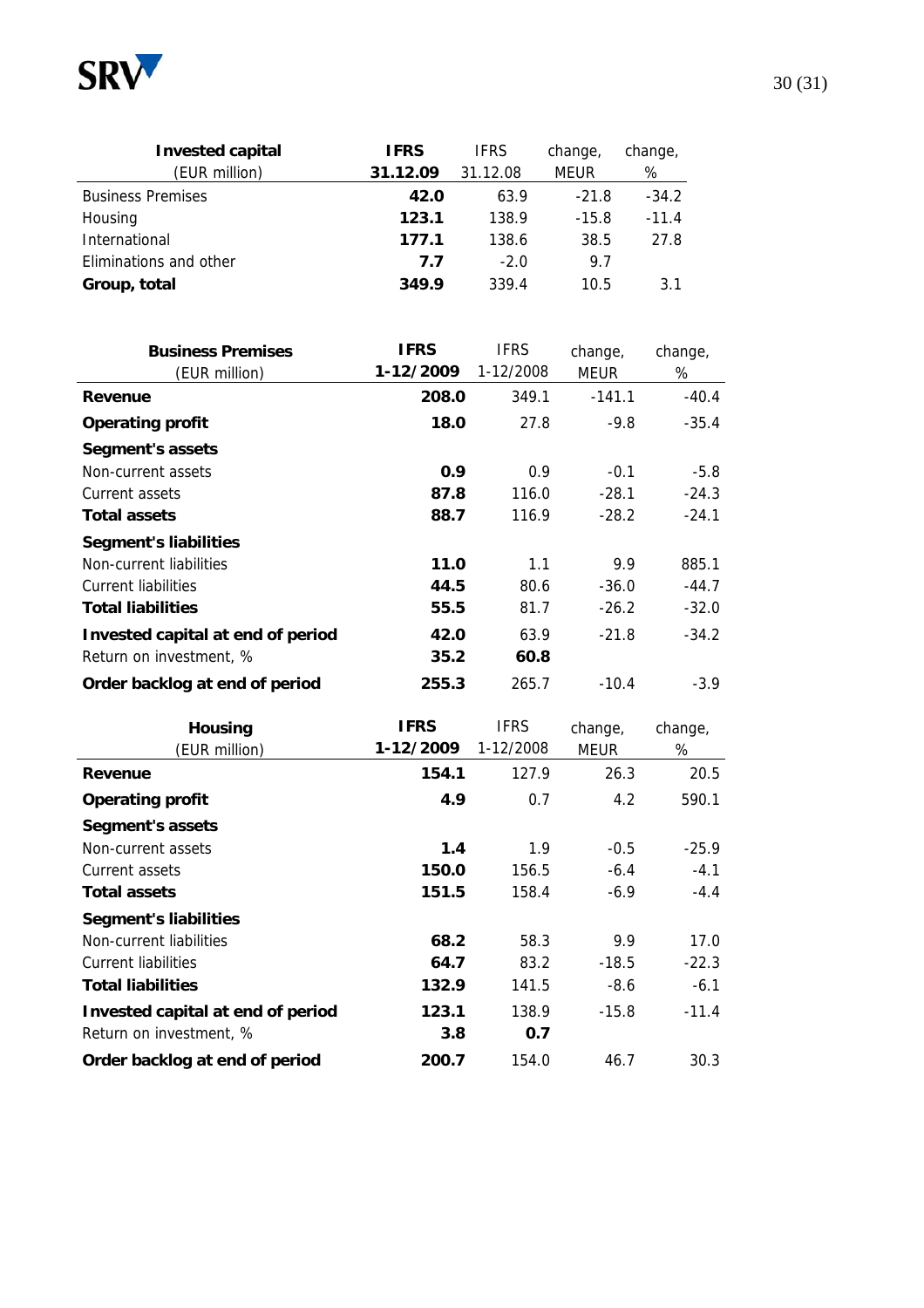| **Invested capital** (EUR million) | **IFRS 31.12.09** | IFRS 31.12.08 | change, MEUR | change, % |
|---|---|---|---|---|
| Business Premises | **42.0** | 63.9 | -21.8 | -34.2 |
| Housing | **123.1** | 138.9 | -15.8 | -11.4 |
| International | **177.1** | 138.6 | 38.5 | 27.8 |
| Eliminations and other | **7.7** | -2.0 | 9.7 | |
| **Group, total** | **349.9** | 339.4 | 10.5 | 3.1 |

| **Business Premises** (EUR million) | **IFRS 1-12/2009** | IFRS 1-12/2008 | change, MEUR | change, % |
|---|---|---|---|---|
| **Revenue** | **208.0** | 349.1 | -141.1 | -40.4 |
| **Operating profit** | **18.0** | 27.8 | -9.8 | -35.4 |
| **Segment's assets** | | | | |
| Non-current assets | **0.9** | 0.9 | -0.1 | -5.8 |
| Current assets | **87.8** | 116.0 | -28.1 | -24.3 |
| **Total assets** | **88.7** | 116.9 | -28.2 | -24.1 |
| **Segment's liabilities** | | | | |
| Non-current liabilities | **11.0** | 1.1 | 9.9 | 885.1 |
| Current liabilities | **44.5** | 80.6 | -36.0 | -44.7 |
| **Total liabilities** | **55.5** | 81.7 | -26.2 | -32.0 |
| **Invested capital at end of period** | **42.0** | 63.9 | -21.8 | -34.2 |
| Return on investment, % | **35.2** | **60.8** | | |
| **Order backlog at end of period** | **255.3** | 265.7 | -10.4 | -3.9 |

| **Housing** (EUR million) | **IFRS 1-12/2009** | IFRS 1-12/2008 | change, MEUR | change, % |
|---|---|---|---|---|
| **Revenue** | **154.1** | 127.9 | 26.3 | 20.5 |
| **Operating profit** | **4.9** | 0.7 | 4.2 | 590.1 |
| **Segment's assets** | | | | |
| Non-current assets | **1.4** | 1.9 | -0.5 | -25.9 |
| Current assets | **150.0** | 156.5 | -6.4 | -4.1 |
| **Total assets** | **151.5** | 158.4 | -6.9 | -4.4 |
| **Segment's liabilities** | | | | |
| Non-current liabilities | **68.2** | 58.3 | 9.9 | 17.0 |
| Current liabilities | **64.7** | 83.2 | -18.5 | -22.3 |
| **Total liabilities** | **132.9** | 141.5 | -8.6 | -6.1 |
| **Invested capital at end of period** | **123.1** | 138.9 | -15.8 | -11.4 |
| Return on investment, % | **3.8** | **0.7** | | |
| **Order backlog at end of period** | **200.7** | 154.0 | 46.7 | 30.3 |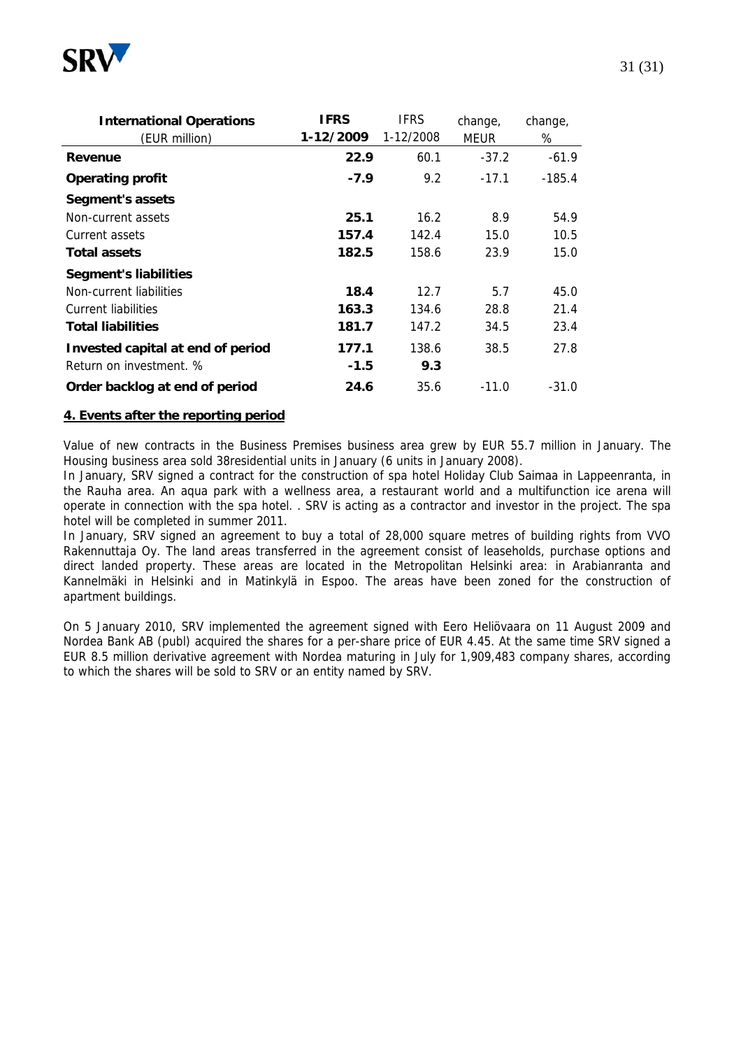| International Operations (EUR million) | IFRS 1-12/2009 | IFRS 1-12/2008 | change, MEUR | change, % |
|---|---|---|---|---|
| **Revenue** | **22.9** | 60.1 | -37.2 | -61.9 |
| **Operating profit** | **-7.9** | 9.2 | -17.1 | -185.4 |
| **Segment's assets** | | | | |
| Non-current assets | **25.1** | 16.2 | 8.9 | 54.9 |
| Current assets | **157.4** | 142.4 | 15.0 | 10.5 |
| **Total assets** | **182.5** | 158.6 | 23.9 | 15.0 |
| **Segment's liabilities** | | | | |
| Non-current liabilities | **18.4** | 12.7 | 5.7 | 45.0 |
| Current liabilities | **163.3** | 134.6 | 28.8 | 21.4 |
| **Total liabilities** | **181.7** | 147.2 | 34.5 | 23.4 |
| **Invested capital at end of period** | **177.1** | 138.6 | 38.5 | 27.8 |
| Return on investment. % | **-1.5** | **9.3** | | |
| **Order backlog at end of period** | **24.6** | 35.6 | -11.0 | -31.0 |

## 4. Events after the reporting period

Value of new contracts in the Business Premises business area grew by EUR 55.7 million in January. The Housing business area sold 38residential units in January (6 units in January 2008).
In January, SRV signed a contract for the construction of spa hotel Holiday Club Saimaa in Lappeenranta, in the Rauha area. An aqua park with a wellness area, a restaurant world and a multifunction ice arena will operate in connection with the spa hotel. . SRV is acting as a contractor and investor in the project. The spa hotel will be completed in summer 2011.
In January, SRV signed an agreement to buy a total of 28,000 square metres of building rights from VVO Rakennuttaja Oy. The land areas transferred in the agreement consist of leaseholds, purchase options and direct landed property. These areas are located in the Metropolitan Helsinki area: in Arabianranta and Kannelmäki in Helsinki and in Matinkylä in Espoo. The areas have been zoned for the construction of apartment buildings.

On 5 January 2010, SRV implemented the agreement signed with Eero Heliövaara on 11 August 2009 and Nordea Bank AB (publ) acquired the shares for a per-share price of EUR 4.45. At the same time SRV signed a EUR 8.5 million derivative agreement with Nordea maturing in July for 1,909,483 company shares, according to which the shares will be sold to SRV or an entity named by SRV.